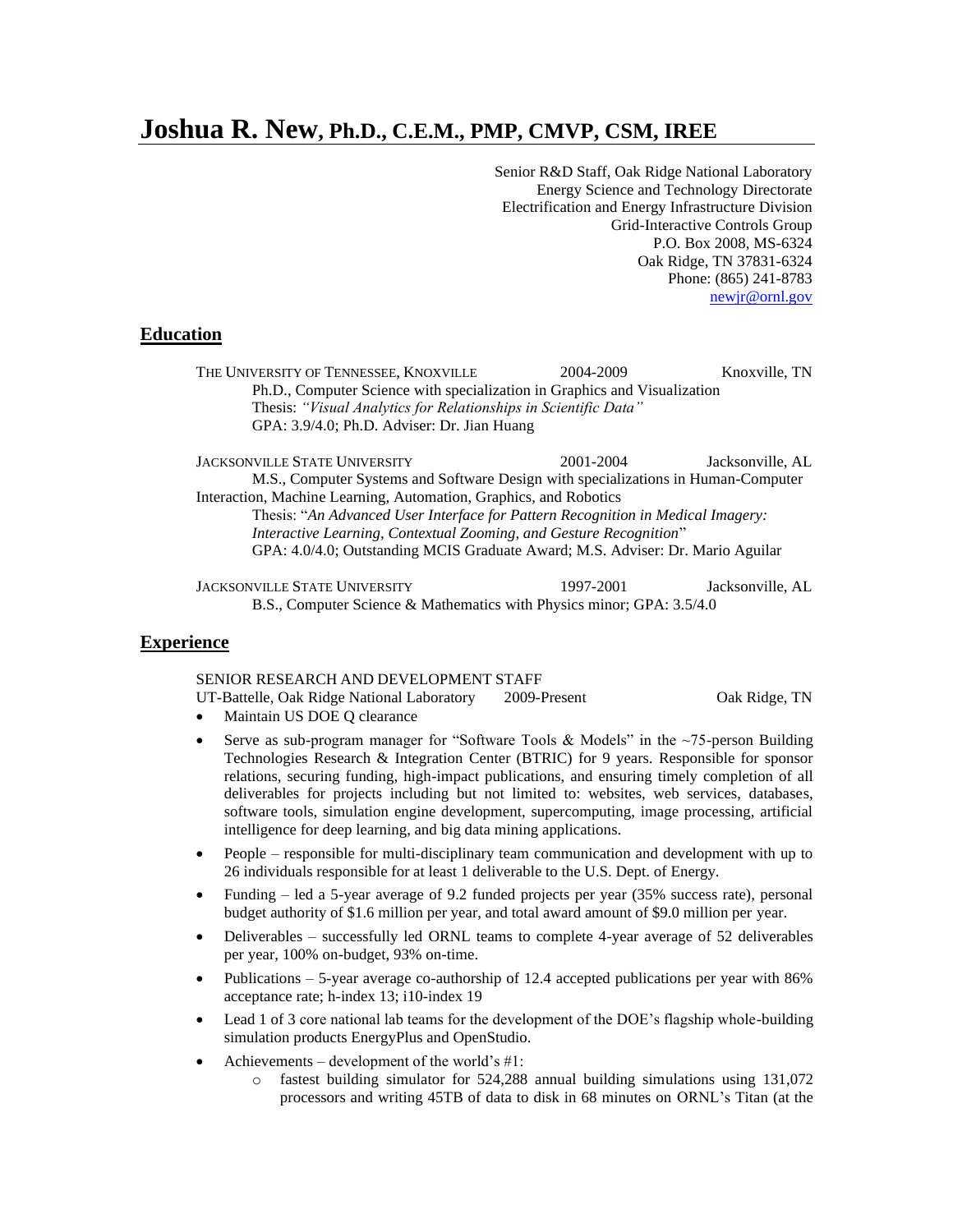# Joshua R. New, Ph.D., C.E.M., PMP, CMVP, CSM, IREE

Senior R&D Staff, Oak Ridge National Laboratory
Energy Science and Technology Directorate
Electrification and Energy Infrastructure Division
Grid-Interactive Controls Group
P.O. Box 2008, MS-6324
Oak Ridge, TN 37831-6324
Phone: (865) 241-8783
newjr@ornl.gov

## Education

THE UNIVERSITY OF TENNESSEE, KNOXVILLE — 2004-2009 — Knoxville, TN
Ph.D., Computer Science with specialization in Graphics and Visualization
Thesis: *"Visual Analytics for Relationships in Scientific Data"*
GPA: 3.9/4.0; Ph.D. Adviser: Dr. Jian Huang

JACKSONVILLE STATE UNIVERSITY — 2001-2004 — Jacksonville, AL
M.S., Computer Systems and Software Design with specializations in Human-Computer Interaction, Machine Learning, Automation, Graphics, and Robotics
Thesis: "*An Advanced User Interface for Pattern Recognition in Medical Imagery: Interactive Learning, Contextual Zooming, and Gesture Recognition*"
GPA: 4.0/4.0; Outstanding MCIS Graduate Award; M.S. Adviser: Dr. Mario Aguilar

JACKSONVILLE STATE UNIVERSITY — 1997-2001 — Jacksonville, AL
B.S., Computer Science & Mathematics with Physics minor; GPA: 3.5/4.0

## Experience

SENIOR RESEARCH AND DEVELOPMENT STAFF
UT-Battelle, Oak Ridge National Laboratory — 2009-Present — Oak Ridge, TN

- Maintain US DOE Q clearance
- Serve as sub-program manager for "Software Tools & Models" in the ~75-person Building Technologies Research & Integration Center (BTRIC) for 9 years. Responsible for sponsor relations, securing funding, high-impact publications, and ensuring timely completion of all deliverables for projects including but not limited to: websites, web services, databases, software tools, simulation engine development, supercomputing, image processing, artificial intelligence for deep learning, and big data mining applications.
- People – responsible for multi-disciplinary team communication and development with up to 26 individuals responsible for at least 1 deliverable to the U.S. Dept. of Energy.
- Funding – led a 5-year average of 9.2 funded projects per year (35% success rate), personal budget authority of $1.6 million per year, and total award amount of $9.0 million per year.
- Deliverables – successfully led ORNL teams to complete 4-year average of 52 deliverables per year, 100% on-budget, 93% on-time.
- Publications – 5-year average co-authorship of 12.4 accepted publications per year with 86% acceptance rate; h-index 13; i10-index 19
- Lead 1 of 3 core national lab teams for the development of the DOE's flagship whole-building simulation products EnergyPlus and OpenStudio.
- Achievements – development of the world's #1:
  - fastest building simulator for 524,288 annual building simulations using 131,072 processors and writing 45TB of data to disk in 68 minutes on ORNL's Titan (at the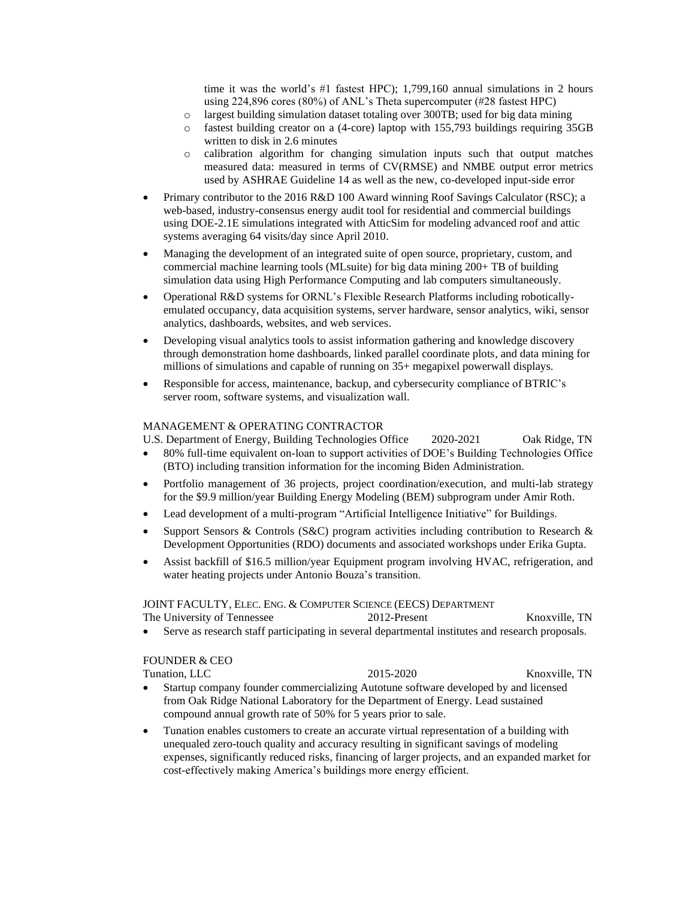time it was the world's #1 fastest HPC); 1,799,160 annual simulations in 2 hours using 224,896 cores (80%) of ANL's Theta supercomputer (#28 fastest HPC)
    - largest building simulation dataset totaling over 300TB; used for big data mining
    - fastest building creator on a (4-core) laptop with 155,793 buildings requiring 35GB written to disk in 2.6 minutes
    - calibration algorithm for changing simulation inputs such that output matches measured data: measured in terms of CV(RMSE) and NMBE output error metrics used by ASHRAE Guideline 14 as well as the new, co-developed input-side error

- Primary contributor to the 2016 R&D 100 Award winning Roof Savings Calculator (RSC); a web-based, industry-consensus energy audit tool for residential and commercial buildings using DOE-2.1E simulations integrated with AtticSim for modeling advanced roof and attic systems averaging 64 visits/day since April 2010.
- Managing the development of an integrated suite of open source, proprietary, custom, and commercial machine learning tools (MLsuite) for big data mining 200+ TB of building simulation data using High Performance Computing and lab computers simultaneously.
- Operational R&D systems for ORNL's Flexible Research Platforms including robotically-emulated occupancy, data acquisition systems, server hardware, sensor analytics, wiki, sensor analytics, dashboards, websites, and web services.
- Developing visual analytics tools to assist information gathering and knowledge discovery through demonstration home dashboards, linked parallel coordinate plots, and data mining for millions of simulations and capable of running on 35+ megapixel powerwall displays.
- Responsible for access, maintenance, backup, and cybersecurity compliance of BTRIC's server room, software systems, and visualization wall.

MANAGEMENT & OPERATING CONTRACTOR
U.S. Department of Energy, Building Technologies Office 2020-2021 Oak Ridge, TN

- 80% full-time equivalent on-loan to support activities of DOE's Building Technologies Office (BTO) including transition information for the incoming Biden Administration.
- Portfolio management of 36 projects, project coordination/execution, and multi-lab strategy for the $9.9 million/year Building Energy Modeling (BEM) subprogram under Amir Roth.
- Lead development of a multi-program "Artificial Intelligence Initiative" for Buildings.
- Support Sensors & Controls (S&C) program activities including contribution to Research & Development Opportunities (RDO) documents and associated workshops under Erika Gupta.
- Assist backfill of $16.5 million/year Equipment program involving HVAC, refrigeration, and water heating projects under Antonio Bouza's transition.

JOINT FACULTY, ELEC. ENG. & COMPUTER SCIENCE (EECS) DEPARTMENT
The University of Tennessee 2012-Present Knoxville, TN

- Serve as research staff participating in several departmental institutes and research proposals.

FOUNDER & CEO
Tunation, LLC 2015-2020 Knoxville, TN

- Startup company founder commercializing Autotune software developed by and licensed from Oak Ridge National Laboratory for the Department of Energy. Lead sustained compound annual growth rate of 50% for 5 years prior to sale.
- Tunation enables customers to create an accurate virtual representation of a building with unequaled zero-touch quality and accuracy resulting in significant savings of modeling expenses, significantly reduced risks, financing of larger projects, and an expanded market for cost-effectively making America's buildings more energy efficient.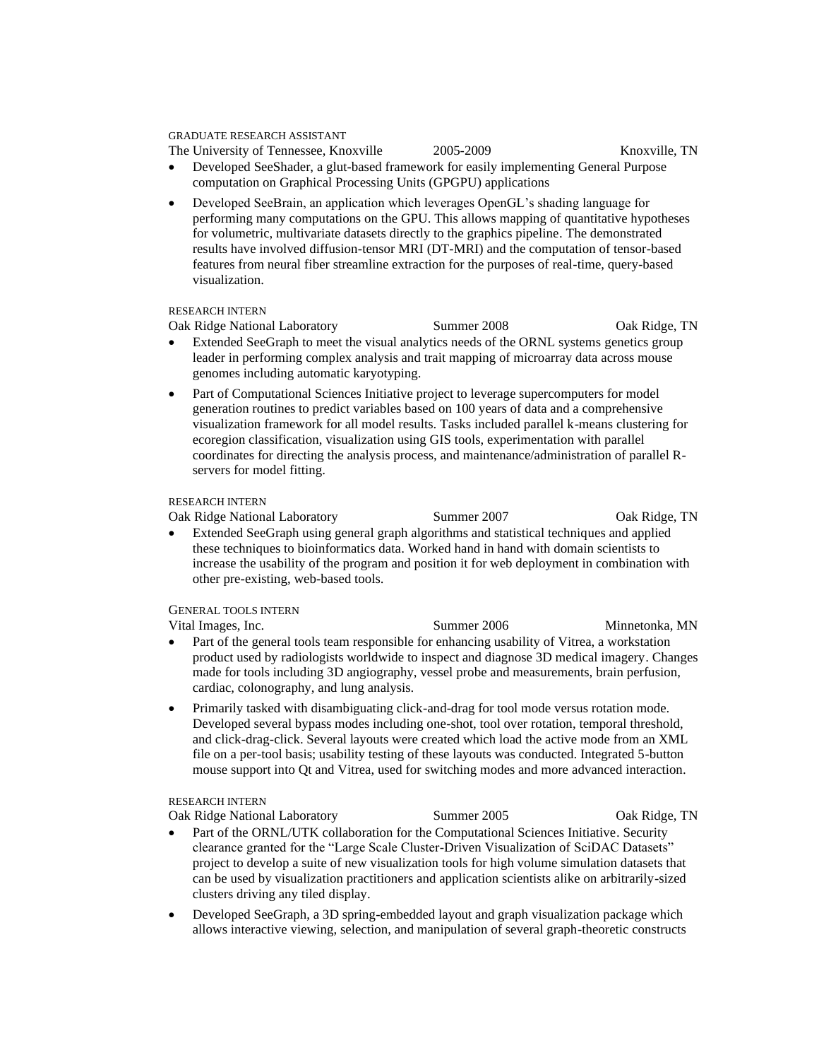GRADUATE RESEARCH ASSISTANT

The University of Tennessee, Knoxville 2005-2009 Knoxville, TN

- Developed SeeShader, a glut-based framework for easily implementing General Purpose computation on Graphical Processing Units (GPGPU) applications
- Developed SeeBrain, an application which leverages OpenGL's shading language for performing many computations on the GPU. This allows mapping of quantitative hypotheses for volumetric, multivariate datasets directly to the graphics pipeline. The demonstrated results have involved diffusion-tensor MRI (DT-MRI) and the computation of tensor-based features from neural fiber streamline extraction for the purposes of real-time, query-based visualization.

RESEARCH INTERN

Oak Ridge National Laboratory Summer 2008 Oak Ridge, TN

- Extended SeeGraph to meet the visual analytics needs of the ORNL systems genetics group leader in performing complex analysis and trait mapping of microarray data across mouse genomes including automatic karyotyping.
- Part of Computational Sciences Initiative project to leverage supercomputers for model generation routines to predict variables based on 100 years of data and a comprehensive visualization framework for all model results. Tasks included parallel k-means clustering for ecoregion classification, visualization using GIS tools, experimentation with parallel coordinates for directing the analysis process, and maintenance/administration of parallel R-servers for model fitting.

RESEARCH INTERN

Oak Ridge National Laboratory Summer 2007 Oak Ridge, TN

- Extended SeeGraph using general graph algorithms and statistical techniques and applied these techniques to bioinformatics data. Worked hand in hand with domain scientists to increase the usability of the program and position it for web deployment in combination with other pre-existing, web-based tools.

GENERAL TOOLS INTERN

Vital Images, Inc. Summer 2006 Minnetonka, MN

- Part of the general tools team responsible for enhancing usability of Vitrea, a workstation product used by radiologists worldwide to inspect and diagnose 3D medical imagery. Changes made for tools including 3D angiography, vessel probe and measurements, brain perfusion, cardiac, colonography, and lung analysis.
- Primarily tasked with disambiguating click-and-drag for tool mode versus rotation mode. Developed several bypass modes including one-shot, tool over rotation, temporal threshold, and click-drag-click. Several layouts were created which load the active mode from an XML file on a per-tool basis; usability testing of these layouts was conducted. Integrated 5-button mouse support into Qt and Vitrea, used for switching modes and more advanced interaction.

RESEARCH INTERN

Oak Ridge National Laboratory Summer 2005 Oak Ridge, TN

- Part of the ORNL/UTK collaboration for the Computational Sciences Initiative. Security clearance granted for the "Large Scale Cluster-Driven Visualization of SciDAC Datasets" project to develop a suite of new visualization tools for high volume simulation datasets that can be used by visualization practitioners and application scientists alike on arbitrarily-sized clusters driving any tiled display.
- Developed SeeGraph, a 3D spring-embedded layout and graph visualization package which allows interactive viewing, selection, and manipulation of several graph-theoretic constructs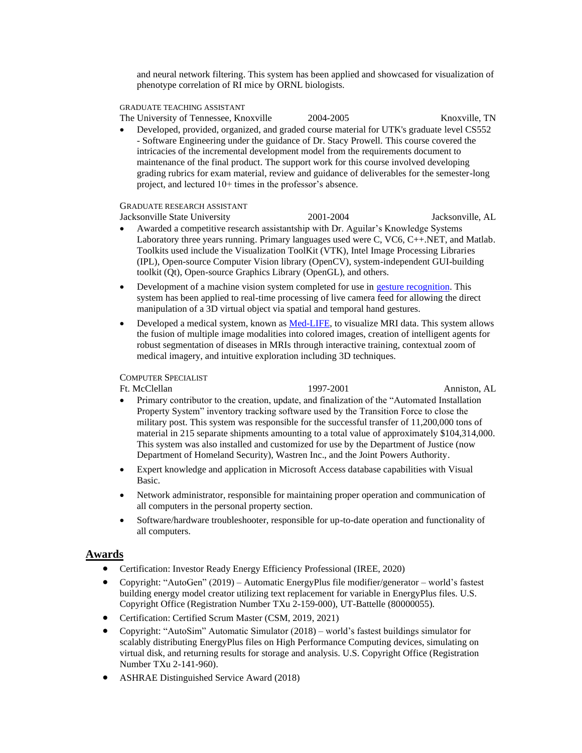and neural network filtering. This system has been applied and showcased for visualization of phenotype correlation of RI mice by ORNL biologists.

GRADUATE TEACHING ASSISTANT
The University of Tennessee, Knoxville 2004-2005 Knoxville, TN

- Developed, provided, organized, and graded course material for UTK's graduate level CS552 - Software Engineering under the guidance of Dr. Stacy Prowell. This course covered the intricacies of the incremental development model from the requirements document to maintenance of the final product. The support work for this course involved developing grading rubrics for exam material, review and guidance of deliverables for the semester-long project, and lectured 10+ times in the professor's absence.

GRADUATE RESEARCH ASSISTANT
Jacksonville State University 2001-2004 Jacksonville, AL

- Awarded a competitive research assistantship with Dr. Aguilar's Knowledge Systems Laboratory three years running. Primary languages used were C, VC6, C++.NET, and Matlab. Toolkits used include the Visualization ToolKit (VTK), Intel Image Processing Libraries (IPL), Open-source Computer Vision library (OpenCV), system-independent GUI-building toolkit (Qt), Open-source Graphics Library (OpenGL), and others.
- Development of a machine vision system completed for use in gesture recognition. This system has been applied to real-time processing of live camera feed for allowing the direct manipulation of a 3D virtual object via spatial and temporal hand gestures.
- Developed a medical system, known as Med-LIFE, to visualize MRI data. This system allows the fusion of multiple image modalities into colored images, creation of intelligent agents for robust segmentation of diseases in MRIs through interactive training, contextual zoom of medical imagery, and intuitive exploration including 3D techniques.

COMPUTER SPECIALIST
Ft. McClellan 1997-2001 Anniston, AL

- Primary contributor to the creation, update, and finalization of the "Automated Installation Property System" inventory tracking software used by the Transition Force to close the military post. This system was responsible for the successful transfer of 11,200,000 tons of material in 215 separate shipments amounting to a total value of approximately $104,314,000. This system was also installed and customized for use by the Department of Justice (now Department of Homeland Security), Wastren Inc., and the Joint Powers Authority.
- Expert knowledge and application in Microsoft Access database capabilities with Visual Basic.
- Network administrator, responsible for maintaining proper operation and communication of all computers in the personal property section.
- Software/hardware troubleshooter, responsible for up-to-date operation and functionality of all computers.

## Awards

- Certification: Investor Ready Energy Efficiency Professional (IREE, 2020)
- Copyright: "AutoGen" (2019) – Automatic EnergyPlus file modifier/generator – world's fastest building energy model creator utilizing text replacement for variable in EnergyPlus files. U.S. Copyright Office (Registration Number TXu 2-159-000), UT-Battelle (80000055).
- Certification: Certified Scrum Master (CSM, 2019, 2021)
- Copyright: "AutoSim" Automatic Simulator (2018) – world's fastest buildings simulator for scalably distributing EnergyPlus files on High Performance Computing devices, simulating on virtual disk, and returning results for storage and analysis. U.S. Copyright Office (Registration Number TXu 2-141-960).
- ASHRAE Distinguished Service Award (2018)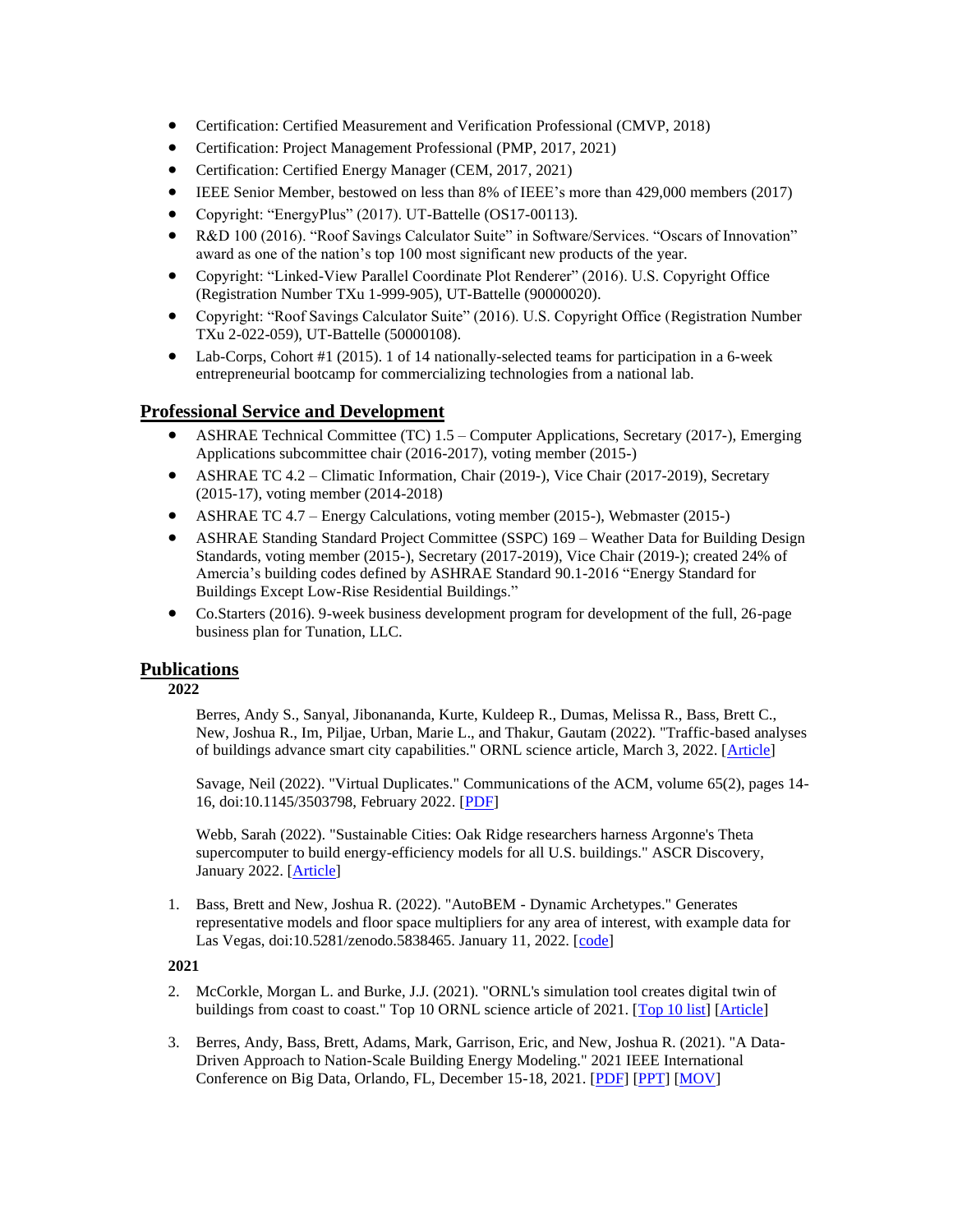- Certification: Certified Measurement and Verification Professional (CMVP, 2018)
- Certification: Project Management Professional (PMP, 2017, 2021)
- Certification: Certified Energy Manager (CEM, 2017, 2021)
- IEEE Senior Member, bestowed on less than 8% of IEEE's more than 429,000 members (2017)
- Copyright: "EnergyPlus" (2017). UT-Battelle (OS17-00113).
- R&D 100 (2016). "Roof Savings Calculator Suite" in Software/Services. "Oscars of Innovation" award as one of the nation's top 100 most significant new products of the year.
- Copyright: "Linked-View Parallel Coordinate Plot Renderer" (2016). U.S. Copyright Office (Registration Number TXu 1-999-905), UT-Battelle (90000020).
- Copyright: "Roof Savings Calculator Suite" (2016). U.S. Copyright Office (Registration Number TXu 2-022-059), UT-Battelle (50000108).
- Lab-Corps, Cohort #1 (2015). 1 of 14 nationally-selected teams for participation in a 6-week entrepreneurial bootcamp for commercializing technologies from a national lab.

## Professional Service and Development

- ASHRAE Technical Committee (TC) 1.5 – Computer Applications, Secretary (2017-), Emerging Applications subcommittee chair (2016-2017), voting member (2015-)
- ASHRAE TC 4.2 – Climatic Information, Chair (2019-), Vice Chair (2017-2019), Secretary (2015-17), voting member (2014-2018)
- ASHRAE TC 4.7 – Energy Calculations, voting member (2015-), Webmaster (2015-)
- ASHRAE Standing Standard Project Committee (SSPC) 169 – Weather Data for Building Design Standards, voting member (2015-), Secretary (2017-2019), Vice Chair (2019-); created 24% of Amercia's building codes defined by ASHRAE Standard 90.1-2016 "Energy Standard for Buildings Except Low-Rise Residential Buildings."
- Co.Starters (2016). 9-week business development program for development of the full, 26-page business plan for Tunation, LLC.

## Publications

**2022**

Berres, Andy S., Sanyal, Jibonananda, Kurte, Kuldeep R., Dumas, Melissa R., Bass, Brett C., New, Joshua R., Im, Piljae, Urban, Marie L., and Thakur, Gautam (2022). "Traffic-based analyses of buildings advance smart city capabilities." ORNL science article, March 3, 2022. [Article]

Savage, Neil (2022). "Virtual Duplicates." Communications of the ACM, volume 65(2), pages 14-16, doi:10.1145/3503798, February 2022. [PDF]

Webb, Sarah (2022). "Sustainable Cities: Oak Ridge researchers harness Argonne's Theta supercomputer to build energy-efficiency models for all U.S. buildings." ASCR Discovery, January 2022. [Article]

1. Bass, Brett and New, Joshua R. (2022). "AutoBEM - Dynamic Archetypes." Generates representative models and floor space multipliers for any area of interest, with example data for Las Vegas, doi:10.5281/zenodo.5838465. January 11, 2022. [code]

**2021**

2. McCorkle, Morgan L. and Burke, J.J. (2021). "ORNL's simulation tool creates digital twin of buildings from coast to coast." Top 10 ORNL science article of 2021. [Top 10 list] [Article]

3. Berres, Andy, Bass, Brett, Adams, Mark, Garrison, Eric, and New, Joshua R. (2021). "A Data-Driven Approach to Nation-Scale Building Energy Modeling." 2021 IEEE International Conference on Big Data, Orlando, FL, December 15-18, 2021. [PDF] [PPT] [MOV]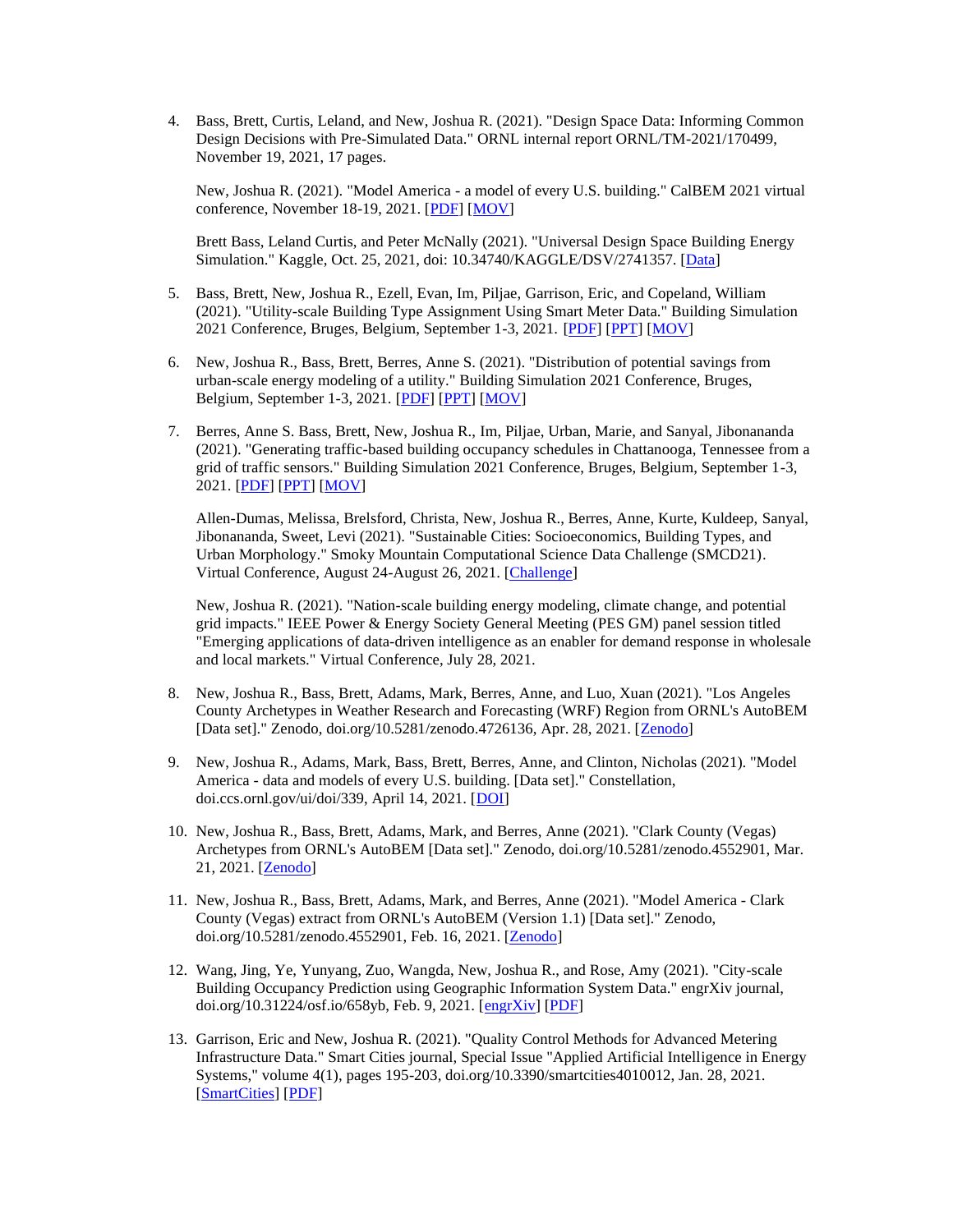4. Bass, Brett, Curtis, Leland, and New, Joshua R. (2021). "Design Space Data: Informing Common Design Decisions with Pre-Simulated Data." ORNL internal report ORNL/TM-2021/170499, November 19, 2021, 17 pages.

   New, Joshua R. (2021). "Model America - a model of every U.S. building." CalBEM 2021 virtual conference, November 18-19, 2021. [PDF] [MOV]

   Brett Bass, Leland Curtis, and Peter McNally (2021). "Universal Design Space Building Energy Simulation." Kaggle, Oct. 25, 2021, doi: 10.34740/KAGGLE/DSV/2741357. [Data]

5. Bass, Brett, New, Joshua R., Ezell, Evan, Im, Piljae, Garrison, Eric, and Copeland, William (2021). "Utility-scale Building Type Assignment Using Smart Meter Data." Building Simulation 2021 Conference, Bruges, Belgium, September 1-3, 2021. [PDF] [PPT] [MOV]

6. New, Joshua R., Bass, Brett, Berres, Anne S. (2021). "Distribution of potential savings from urban-scale energy modeling of a utility." Building Simulation 2021 Conference, Bruges, Belgium, September 1-3, 2021. [PDF] [PPT] [MOV]

7. Berres, Anne S. Bass, Brett, New, Joshua R., Im, Piljae, Urban, Marie, and Sanyal, Jibonananda (2021). "Generating traffic-based building occupancy schedules in Chattanooga, Tennessee from a grid of traffic sensors." Building Simulation 2021 Conference, Bruges, Belgium, September 1-3, 2021. [PDF] [PPT] [MOV]

   Allen-Dumas, Melissa, Brelsford, Christa, New, Joshua R., Berres, Anne, Kurte, Kuldeep, Sanyal, Jibonananda, Sweet, Levi (2021). "Sustainable Cities: Socioeconomics, Building Types, and Urban Morphology." Smoky Mountain Computational Science Data Challenge (SMCD21). Virtual Conference, August 24-August 26, 2021. [Challenge]

   New, Joshua R. (2021). "Nation-scale building energy modeling, climate change, and potential grid impacts." IEEE Power & Energy Society General Meeting (PES GM) panel session titled "Emerging applications of data-driven intelligence as an enabler for demand response in wholesale and local markets." Virtual Conference, July 28, 2021.

8. New, Joshua R., Bass, Brett, Adams, Mark, Berres, Anne, and Luo, Xuan (2021). "Los Angeles County Archetypes in Weather Research and Forecasting (WRF) Region from ORNL's AutoBEM [Data set]." Zenodo, doi.org/10.5281/zenodo.4726136, Apr. 28, 2021. [Zenodo]

9. New, Joshua R., Adams, Mark, Bass, Brett, Berres, Anne, and Clinton, Nicholas (2021). "Model America - data and models of every U.S. building. [Data set]." Constellation, doi.ccs.ornl.gov/ui/doi/339, April 14, 2021. [DOI]

10. New, Joshua R., Bass, Brett, Adams, Mark, and Berres, Anne (2021). "Clark County (Vegas) Archetypes from ORNL's AutoBEM [Data set]." Zenodo, doi.org/10.5281/zenodo.4552901, Mar. 21, 2021. [Zenodo]

11. New, Joshua R., Bass, Brett, Adams, Mark, and Berres, Anne (2021). "Model America - Clark County (Vegas) extract from ORNL's AutoBEM (Version 1.1) [Data set]." Zenodo, doi.org/10.5281/zenodo.4552901, Feb. 16, 2021. [Zenodo]

12. Wang, Jing, Ye, Yunyang, Zuo, Wangda, New, Joshua R., and Rose, Amy (2021). "City-scale Building Occupancy Prediction using Geographic Information System Data." engrXiv journal, doi.org/10.31224/osf.io/658yb, Feb. 9, 2021. [engrXiv] [PDF]

13. Garrison, Eric and New, Joshua R. (2021). "Quality Control Methods for Advanced Metering Infrastructure Data." Smart Cities journal, Special Issue "Applied Artificial Intelligence in Energy Systems," volume 4(1), pages 195-203, doi.org/10.3390/smartcities4010012, Jan. 28, 2021. [SmartCities] [PDF]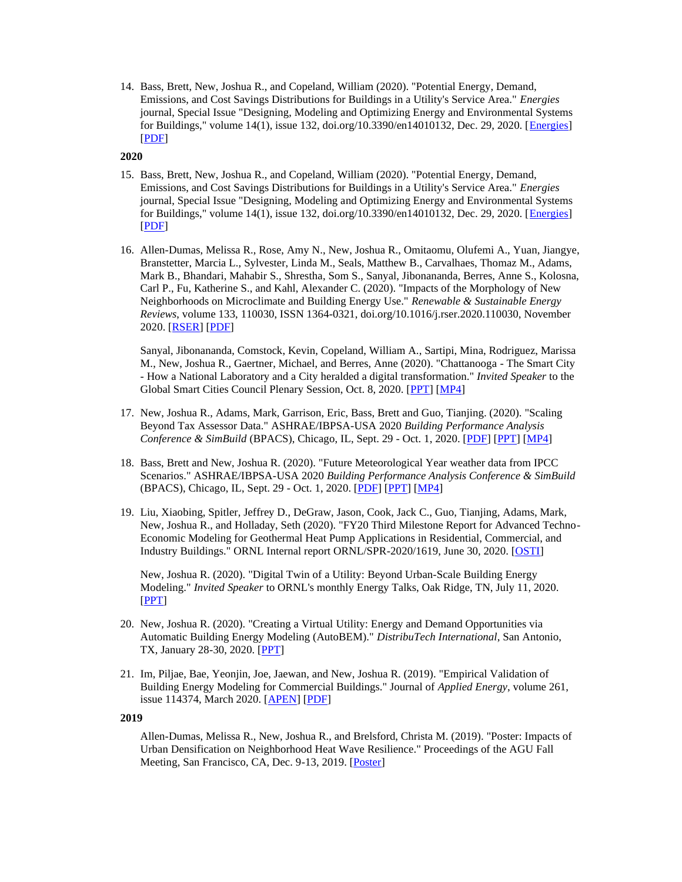14. Bass, Brett, New, Joshua R., and Copeland, William (2020). "Potential Energy, Demand, Emissions, and Cost Savings Distributions for Buildings in a Utility's Service Area." *Energies* journal, Special Issue "Designing, Modeling and Optimizing Energy and Environmental Systems for Buildings," volume 14(1), issue 132, doi.org/10.3390/en14010132, Dec. 29, 2020. [Energies] [PDF]

**2020**

15. Bass, Brett, New, Joshua R., and Copeland, William (2020). "Potential Energy, Demand, Emissions, and Cost Savings Distributions for Buildings in a Utility's Service Area." *Energies* journal, Special Issue "Designing, Modeling and Optimizing Energy and Environmental Systems for Buildings," volume 14(1), issue 132, doi.org/10.3390/en14010132, Dec. 29, 2020. [Energies] [PDF]

16. Allen-Dumas, Melissa R., Rose, Amy N., New, Joshua R., Omitaomu, Olufemi A., Yuan, Jiangye, Branstetter, Marcia L., Sylvester, Linda M., Seals, Matthew B., Carvalhaes, Thomaz M., Adams, Mark B., Bhandari, Mahabir S., Shrestha, Som S., Sanyal, Jibonananda, Berres, Anne S., Kolosna, Carl P., Fu, Katherine S., and Kahl, Alexander C. (2020). "Impacts of the Morphology of New Neighborhoods on Microclimate and Building Energy Use." *Renewable & Sustainable Energy Reviews*, volume 133, 110030, ISSN 1364-0321, doi.org/10.1016/j.rser.2020.110030, November 2020. [RSER] [PDF]

    Sanyal, Jibonananda, Comstock, Kevin, Copeland, William A., Sartipi, Mina, Rodriguez, Marissa M., New, Joshua R., Gaertner, Michael, and Berres, Anne (2020). "Chattanooga - The Smart City - How a National Laboratory and a City heralded a digital transformation." *Invited Speaker* to the Global Smart Cities Council Plenary Session, Oct. 8, 2020. [PPT] [MP4]

17. New, Joshua R., Adams, Mark, Garrison, Eric, Bass, Brett and Guo, Tianjing. (2020). "Scaling Beyond Tax Assessor Data." ASHRAE/IBPSA-USA 2020 *Building Performance Analysis Conference & SimBuild* (BPACS), Chicago, IL, Sept. 29 - Oct. 1, 2020. [PDF] [PPT] [MP4]

18. Bass, Brett and New, Joshua R. (2020). "Future Meteorological Year weather data from IPCC Scenarios." ASHRAE/IBPSA-USA 2020 *Building Performance Analysis Conference & SimBuild* (BPACS), Chicago, IL, Sept. 29 - Oct. 1, 2020. [PDF] [PPT] [MP4]

19. Liu, Xiaobing, Spitler, Jeffrey D., DeGraw, Jason, Cook, Jack C., Guo, Tianjing, Adams, Mark, New, Joshua R., and Holladay, Seth (2020). "FY20 Third Milestone Report for Advanced Techno-Economic Modeling for Geothermal Heat Pump Applications in Residential, Commercial, and Industry Buildings." ORNL Internal report ORNL/SPR-2020/1619, June 30, 2020. [OSTI]

    New, Joshua R. (2020). "Digital Twin of a Utility: Beyond Urban-Scale Building Energy Modeling." *Invited Speaker* to ORNL's monthly Energy Talks, Oak Ridge, TN, July 11, 2020. [PPT]

20. New, Joshua R. (2020). "Creating a Virtual Utility: Energy and Demand Opportunities via Automatic Building Energy Modeling (AutoBEM)." *DistribuTech International*, San Antonio, TX, January 28-30, 2020. [PPT]

21. Im, Piljae, Bae, Yeonjin, Joe, Jaewan, and New, Joshua R. (2019). "Empirical Validation of Building Energy Modeling for Commercial Buildings." Journal of *Applied Energy*, volume 261, issue 114374, March 2020. [APEN] [PDF]

**2019**

Allen-Dumas, Melissa R., New, Joshua R., and Brelsford, Christa M. (2019). "Poster: Impacts of Urban Densification on Neighborhood Heat Wave Resilience." Proceedings of the AGU Fall Meeting, San Francisco, CA, Dec. 9-13, 2019. [Poster]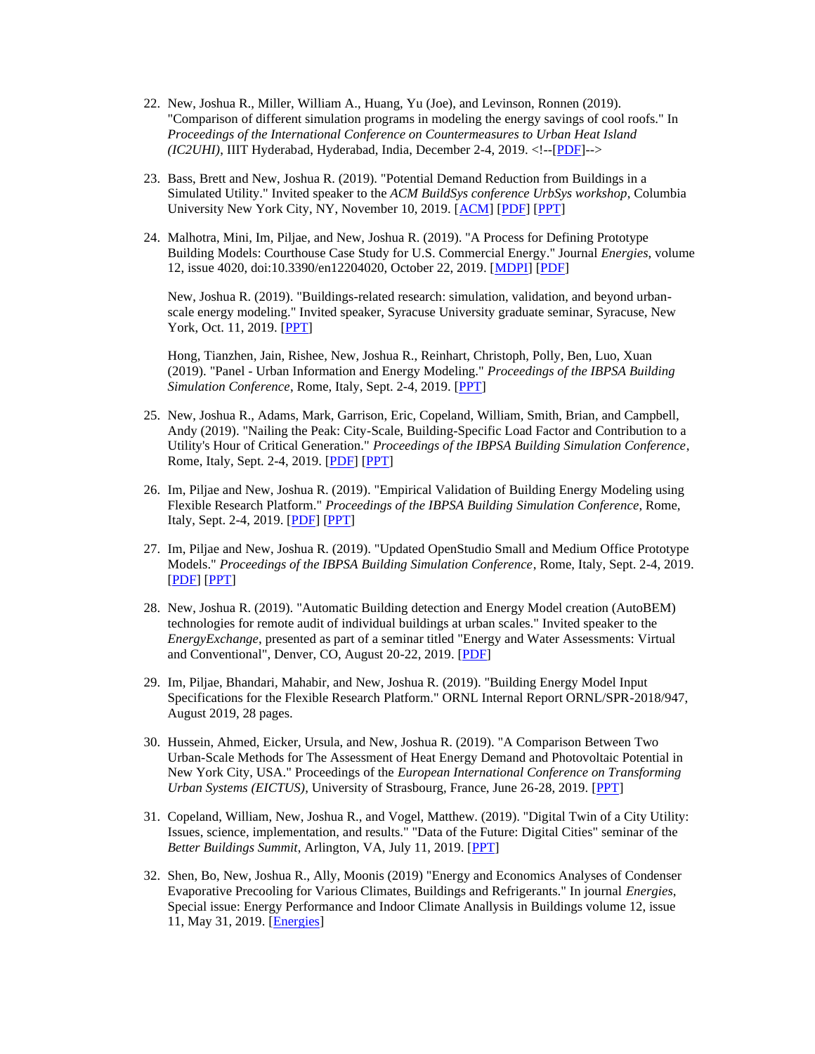22. New, Joshua R., Miller, William A., Huang, Yu (Joe), and Levinson, Ronnen (2019). "Comparison of different simulation programs in modeling the energy savings of cool roofs." In *Proceedings of the International Conference on Countermeasures to Urban Heat Island (IC2UHI)*, IIIT Hyderabad, Hyderabad, India, December 2-4, 2019. <!--[PDF]-->

23. Bass, Brett and New, Joshua R. (2019). "Potential Demand Reduction from Buildings in a Simulated Utility." Invited speaker to the *ACM BuildSys conference UrbSys workshop*, Columbia University New York City, NY, November 10, 2019. [ACM] [PDF] [PPT]

24. Malhotra, Mini, Im, Piljae, and New, Joshua R. (2019). "A Process for Defining Prototype Building Models: Courthouse Case Study for U.S. Commercial Energy." Journal *Energies*, volume 12, issue 4020, doi:10.3390/en12204020, October 22, 2019. [MDPI] [PDF]

    New, Joshua R. (2019). "Buildings-related research: simulation, validation, and beyond urban-scale energy modeling." Invited speaker, Syracuse University graduate seminar, Syracuse, New York, Oct. 11, 2019. [PPT]

    Hong, Tianzhen, Jain, Rishee, New, Joshua R., Reinhart, Christoph, Polly, Ben, Luo, Xuan (2019). "Panel - Urban Information and Energy Modeling." *Proceedings of the IBPSA Building Simulation Conference*, Rome, Italy, Sept. 2-4, 2019. [PPT]

25. New, Joshua R., Adams, Mark, Garrison, Eric, Copeland, William, Smith, Brian, and Campbell, Andy (2019). "Nailing the Peak: City-Scale, Building-Specific Load Factor and Contribution to a Utility's Hour of Critical Generation." *Proceedings of the IBPSA Building Simulation Conference*, Rome, Italy, Sept. 2-4, 2019. [PDF] [PPT]

26. Im, Piljae and New, Joshua R. (2019). "Empirical Validation of Building Energy Modeling using Flexible Research Platform." *Proceedings of the IBPSA Building Simulation Conference*, Rome, Italy, Sept. 2-4, 2019. [PDF] [PPT]

27. Im, Piljae and New, Joshua R. (2019). "Updated OpenStudio Small and Medium Office Prototype Models." *Proceedings of the IBPSA Building Simulation Conference*, Rome, Italy, Sept. 2-4, 2019. [PDF] [PPT]

28. New, Joshua R. (2019). "Automatic Building detection and Energy Model creation (AutoBEM) technologies for remote audit of individual buildings at urban scales." Invited speaker to the *EnergyExchange*, presented as part of a seminar titled "Energy and Water Assessments: Virtual and Conventional", Denver, CO, August 20-22, 2019. [PDF]

29. Im, Piljae, Bhandari, Mahabir, and New, Joshua R. (2019). "Building Energy Model Input Specifications for the Flexible Research Platform." ORNL Internal Report ORNL/SPR-2018/947, August 2019, 28 pages.

30. Hussein, Ahmed, Eicker, Ursula, and New, Joshua R. (2019). "A Comparison Between Two Urban-Scale Methods for The Assessment of Heat Energy Demand and Photovoltaic Potential in New York City, USA." Proceedings of the *European International Conference on Transforming Urban Systems (EICTUS)*, University of Strasbourg, France, June 26-28, 2019. [PPT]

31. Copeland, William, New, Joshua R., and Vogel, Matthew. (2019). "Digital Twin of a City Utility: Issues, science, implementation, and results." "Data of the Future: Digital Cities" seminar of the *Better Buildings Summit*, Arlington, VA, July 11, 2019. [PPT]

32. Shen, Bo, New, Joshua R., Ally, Moonis (2019) "Energy and Economics Analyses of Condenser Evaporative Precooling for Various Climates, Buildings and Refrigerants." In journal *Energies*, Special issue: Energy Performance and Indoor Climate Anallysis in Buildings volume 12, issue 11, May 31, 2019. [Energies]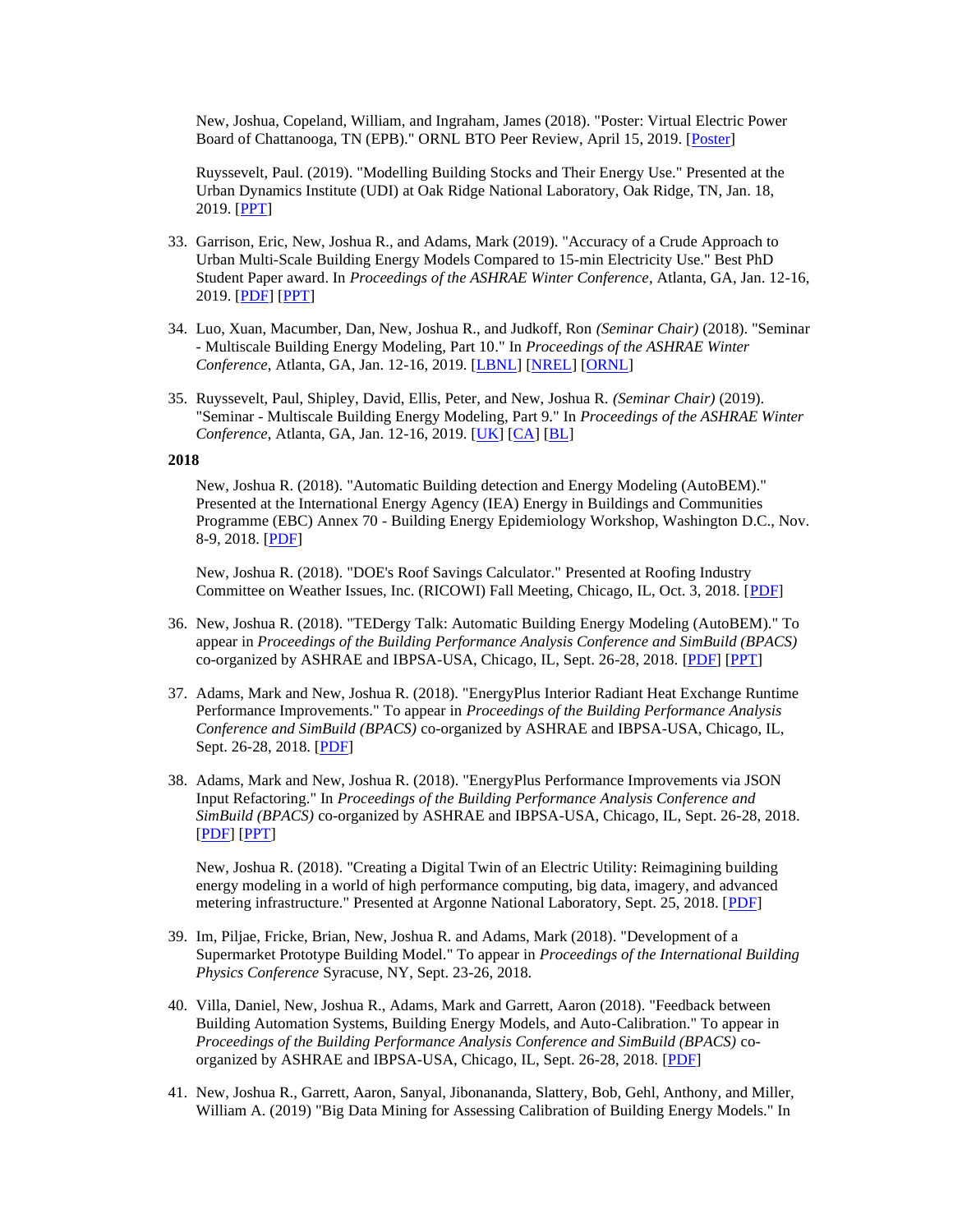New, Joshua, Copeland, William, and Ingraham, James (2018). "Poster: Virtual Electric Power Board of Chattanooga, TN (EPB)." ORNL BTO Peer Review, April 15, 2019. [Poster]

Ruyssevelt, Paul. (2019). "Modelling Building Stocks and Their Energy Use." Presented at the Urban Dynamics Institute (UDI) at Oak Ridge National Laboratory, Oak Ridge, TN, Jan. 18, 2019. [PPT]

33. Garrison, Eric, New, Joshua R., and Adams, Mark (2019). "Accuracy of a Crude Approach to Urban Multi-Scale Building Energy Models Compared to 15-min Electricity Use." Best PhD Student Paper award. In *Proceedings of the ASHRAE Winter Conference*, Atlanta, GA, Jan. 12-16, 2019. [PDF] [PPT]

34. Luo, Xuan, Macumber, Dan, New, Joshua R., and Judkoff, Ron *(Seminar Chair)* (2018). "Seminar - Multiscale Building Energy Modeling, Part 10." In *Proceedings of the ASHRAE Winter Conference*, Atlanta, GA, Jan. 12-16, 2019. [LBNL] [NREL] [ORNL]

35. Ruyssevelt, Paul, Shipley, David, Ellis, Peter, and New, Joshua R. *(Seminar Chair)* (2019). "Seminar - Multiscale Building Energy Modeling, Part 9." In *Proceedings of the ASHRAE Winter Conference*, Atlanta, GA, Jan. 12-16, 2019. [UK] [CA] [BL]

**2018**

New, Joshua R. (2018). "Automatic Building detection and Energy Modeling (AutoBEM)." Presented at the International Energy Agency (IEA) Energy in Buildings and Communities Programme (EBC) Annex 70 - Building Energy Epidemiology Workshop, Washington D.C., Nov. 8-9, 2018. [PDF]

New, Joshua R. (2018). "DOE's Roof Savings Calculator." Presented at Roofing Industry Committee on Weather Issues, Inc. (RICOWI) Fall Meeting, Chicago, IL, Oct. 3, 2018. [PDF]

36. New, Joshua R. (2018). "TEDergy Talk: Automatic Building Energy Modeling (AutoBEM)." To appear in *Proceedings of the Building Performance Analysis Conference and SimBuild (BPACS)* co-organized by ASHRAE and IBPSA-USA, Chicago, IL, Sept. 26-28, 2018. [PDF] [PPT]

37. Adams, Mark and New, Joshua R. (2018). "EnergyPlus Interior Radiant Heat Exchange Runtime Performance Improvements." To appear in *Proceedings of the Building Performance Analysis Conference and SimBuild (BPACS)* co-organized by ASHRAE and IBPSA-USA, Chicago, IL, Sept. 26-28, 2018. [PDF]

38. Adams, Mark and New, Joshua R. (2018). "EnergyPlus Performance Improvements via JSON Input Refactoring." In *Proceedings of the Building Performance Analysis Conference and SimBuild (BPACS)* co-organized by ASHRAE and IBPSA-USA, Chicago, IL, Sept. 26-28, 2018. [PDF] [PPT]

New, Joshua R. (2018). "Creating a Digital Twin of an Electric Utility: Reimagining building energy modeling in a world of high performance computing, big data, imagery, and advanced metering infrastructure." Presented at Argonne National Laboratory, Sept. 25, 2018. [PDF]

39. Im, Piljae, Fricke, Brian, New, Joshua R. and Adams, Mark (2018). "Development of a Supermarket Prototype Building Model." To appear in *Proceedings of the International Building Physics Conference* Syracuse, NY, Sept. 23-26, 2018.

40. Villa, Daniel, New, Joshua R., Adams, Mark and Garrett, Aaron (2018). "Feedback between Building Automation Systems, Building Energy Models, and Auto-Calibration." To appear in *Proceedings of the Building Performance Analysis Conference and SimBuild (BPACS)* co-organized by ASHRAE and IBPSA-USA, Chicago, IL, Sept. 26-28, 2018. [PDF]

41. New, Joshua R., Garrett, Aaron, Sanyal, Jibonananda, Slattery, Bob, Gehl, Anthony, and Miller, William A. (2019) "Big Data Mining for Assessing Calibration of Building Energy Models." In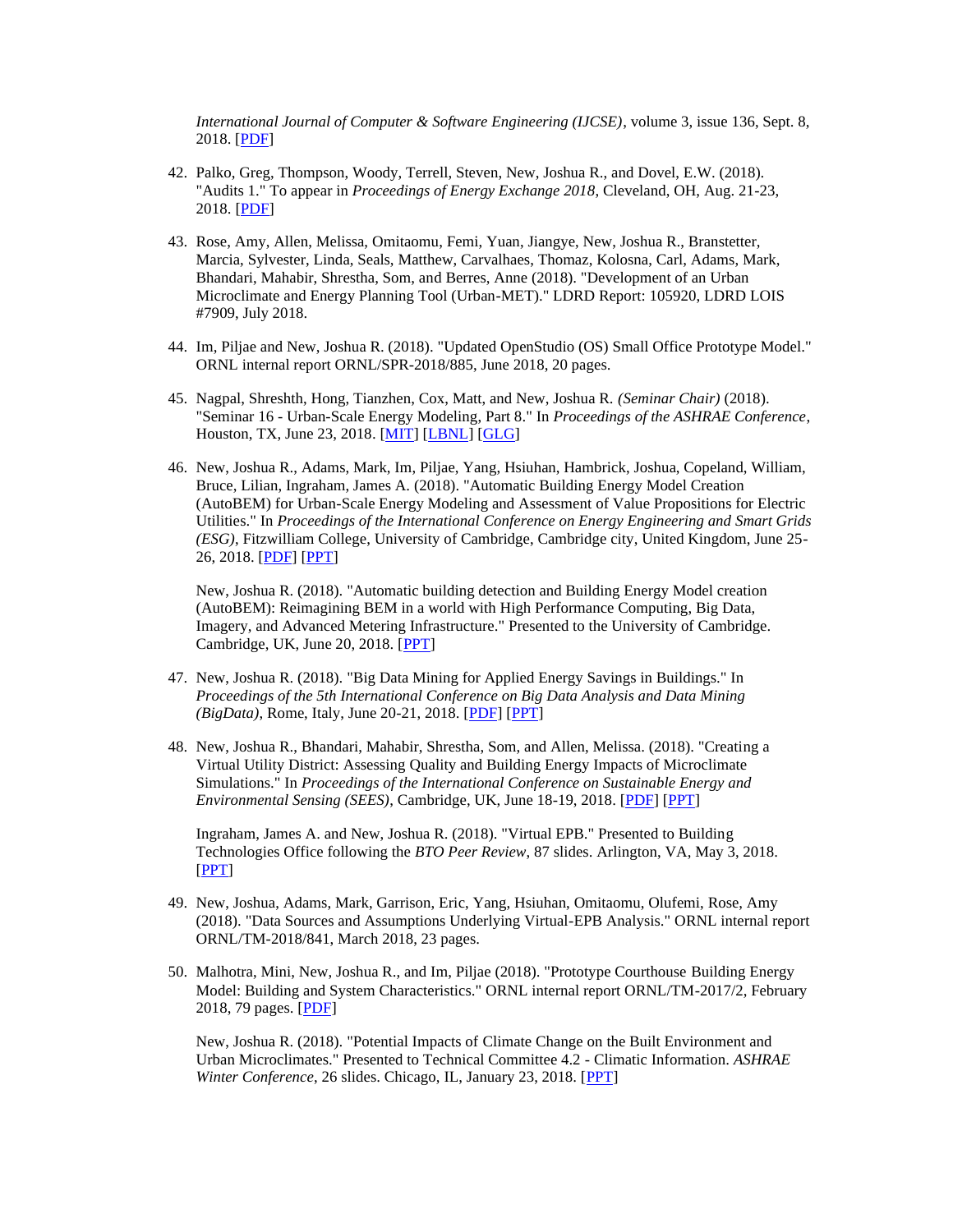*International Journal of Computer & Software Engineering (IJCSE)*, volume 3, issue 136, Sept. 8, 2018. [PDF]

42. Palko, Greg, Thompson, Woody, Terrell, Steven, New, Joshua R., and Dovel, E.W. (2018). "Audits 1." To appear in *Proceedings of Energy Exchange 2018*, Cleveland, OH, Aug. 21-23, 2018. [PDF]

43. Rose, Amy, Allen, Melissa, Omitaomu, Femi, Yuan, Jiangye, New, Joshua R., Branstetter, Marcia, Sylvester, Linda, Seals, Matthew, Carvalhaes, Thomaz, Kolosna, Carl, Adams, Mark, Bhandari, Mahabir, Shrestha, Som, and Berres, Anne (2018). "Development of an Urban Microclimate and Energy Planning Tool (Urban-MET)." LDRD Report: 105920, LDRD LOIS #7909, July 2018.

44. Im, Piljae and New, Joshua R. (2018). "Updated OpenStudio (OS) Small Office Prototype Model." ORNL internal report ORNL/SPR-2018/885, June 2018, 20 pages.

45. Nagpal, Shreshth, Hong, Tianzhen, Cox, Matt, and New, Joshua R. *(Seminar Chair)* (2018). "Seminar 16 - Urban-Scale Energy Modeling, Part 8." In *Proceedings of the ASHRAE Conference*, Houston, TX, June 23, 2018. [MIT] [LBNL] [GLG]

46. New, Joshua R., Adams, Mark, Im, Piljae, Yang, Hsiuhan, Hambrick, Joshua, Copeland, William, Bruce, Lilian, Ingraham, James A. (2018). "Automatic Building Energy Model Creation (AutoBEM) for Urban-Scale Energy Modeling and Assessment of Value Propositions for Electric Utilities." In *Proceedings of the International Conference on Energy Engineering and Smart Grids (ESG)*, Fitzwilliam College, University of Cambridge, Cambridge city, United Kingdom, June 25-26, 2018. [PDF] [PPT]

    New, Joshua R. (2018). "Automatic building detection and Building Energy Model creation (AutoBEM): Reimagining BEM in a world with High Performance Computing, Big Data, Imagery, and Advanced Metering Infrastructure." Presented to the University of Cambridge. Cambridge, UK, June 20, 2018. [PPT]

47. New, Joshua R. (2018). "Big Data Mining for Applied Energy Savings in Buildings." In *Proceedings of the 5th International Conference on Big Data Analysis and Data Mining (BigData)*, Rome, Italy, June 20-21, 2018. [PDF] [PPT]

48. New, Joshua R., Bhandari, Mahabir, Shrestha, Som, and Allen, Melissa. (2018). "Creating a Virtual Utility District: Assessing Quality and Building Energy Impacts of Microclimate Simulations." In *Proceedings of the International Conference on Sustainable Energy and Environmental Sensing (SEES)*, Cambridge, UK, June 18-19, 2018. [PDF] [PPT]

    Ingraham, James A. and New, Joshua R. (2018). "Virtual EPB." Presented to Building Technologies Office following the *BTO Peer Review*, 87 slides. Arlington, VA, May 3, 2018. [PPT]

49. New, Joshua, Adams, Mark, Garrison, Eric, Yang, Hsiuhan, Omitaomu, Olufemi, Rose, Amy (2018). "Data Sources and Assumptions Underlying Virtual-EPB Analysis." ORNL internal report ORNL/TM-2018/841, March 2018, 23 pages.

50. Malhotra, Mini, New, Joshua R., and Im, Piljae (2018). "Prototype Courthouse Building Energy Model: Building and System Characteristics." ORNL internal report ORNL/TM-2017/2, February 2018, 79 pages. [PDF]

    New, Joshua R. (2018). "Potential Impacts of Climate Change on the Built Environment and Urban Microclimates." Presented to Technical Committee 4.2 - Climatic Information. *ASHRAE Winter Conference*, 26 slides. Chicago, IL, January 23, 2018. [PPT]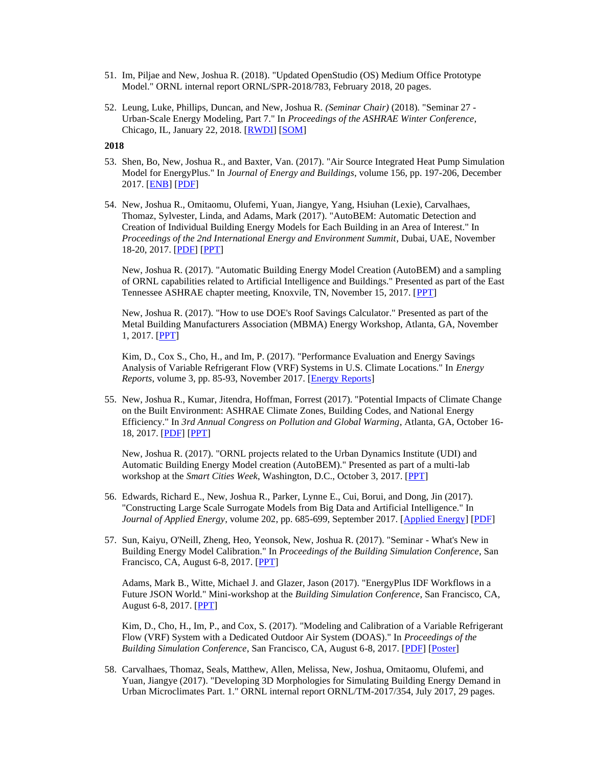51. Im, Piljae and New, Joshua R. (2018). "Updated OpenStudio (OS) Medium Office Prototype Model." ORNL internal report ORNL/SPR-2018/783, February 2018, 20 pages.

52. Leung, Luke, Phillips, Duncan, and New, Joshua R. *(Seminar Chair)* (2018). "Seminar 27 - Urban-Scale Energy Modeling, Part 7." In *Proceedings of the ASHRAE Winter Conference*, Chicago, IL, January 22, 2018. [RWDI] [SOM]

**2018**

53. Shen, Bo, New, Joshua R., and Baxter, Van. (2017). "Air Source Integrated Heat Pump Simulation Model for EnergyPlus." In *Journal of Energy and Buildings*, volume 156, pp. 197-206, December 2017. [ENB] [PDF]

54. New, Joshua R., Omitaomu, Olufemi, Yuan, Jiangye, Yang, Hsiuhan (Lexie), Carvalhaes, Thomaz, Sylvester, Linda, and Adams, Mark (2017). "AutoBEM: Automatic Detection and Creation of Individual Building Energy Models for Each Building in an Area of Interest." In *Proceedings of the 2nd International Energy and Environment Summit*, Dubai, UAE, November 18-20, 2017. [PDF] [PPT]

    New, Joshua R. (2017). "Automatic Building Energy Model Creation (AutoBEM) and a sampling of ORNL capabilities related to Artificial Intelligence and Buildings." Presented as part of the East Tennessee ASHRAE chapter meeting, Knoxvile, TN, November 15, 2017. [PPT]

    New, Joshua R. (2017). "How to use DOE's Roof Savings Calculator." Presented as part of the Metal Building Manufacturers Association (MBMA) Energy Workshop, Atlanta, GA, November 1, 2017. [PPT]

    Kim, D., Cox S., Cho, H., and Im, P. (2017). "Performance Evaluation and Energy Savings Analysis of Variable Refrigerant Flow (VRF) Systems in U.S. Climate Locations." In *Energy Reports*, volume 3, pp. 85-93, November 2017. [Energy Reports]

55. New, Joshua R., Kumar, Jitendra, Hoffman, Forrest (2017). "Potential Impacts of Climate Change on the Built Environment: ASHRAE Climate Zones, Building Codes, and National Energy Efficiency." In *3rd Annual Congress on Pollution and Global Warming*, Atlanta, GA, October 16-18, 2017. [PDF] [PPT]

    New, Joshua R. (2017). "ORNL projects related to the Urban Dynamics Institute (UDI) and Automatic Building Energy Model creation (AutoBEM)." Presented as part of a multi-lab workshop at the *Smart Cities Week*, Washington, D.C., October 3, 2017. [PPT]

56. Edwards, Richard E., New, Joshua R., Parker, Lynne E., Cui, Borui, and Dong, Jin (2017). "Constructing Large Scale Surrogate Models from Big Data and Artificial Intelligence." In *Journal of Applied Energy*, volume 202, pp. 685-699, September 2017. [Applied Energy] [PDF]

57. Sun, Kaiyu, O'Neill, Zheng, Heo, Yeonsok, New, Joshua R. (2017). "Seminar - What's New in Building Energy Model Calibration." In *Proceedings of the Building Simulation Conference*, San Francisco, CA, August 6-8, 2017. [PPT]

    Adams, Mark B., Witte, Michael J. and Glazer, Jason (2017). "EnergyPlus IDF Workflows in a Future JSON World." Mini-workshop at the *Building Simulation Conference*, San Francisco, CA, August 6-8, 2017. [PPT]

    Kim, D., Cho, H., Im, P., and Cox, S. (2017). "Modeling and Calibration of a Variable Refrigerant Flow (VRF) System with a Dedicated Outdoor Air System (DOAS)." In *Proceedings of the Building Simulation Conference*, San Francisco, CA, August 6-8, 2017. [PDF] [Poster]

58. Carvalhaes, Thomaz, Seals, Matthew, Allen, Melissa, New, Joshua, Omitaomu, Olufemi, and Yuan, Jiangye (2017). "Developing 3D Morphologies for Simulating Building Energy Demand in Urban Microclimates Part. 1." ORNL internal report ORNL/TM-2017/354, July 2017, 29 pages.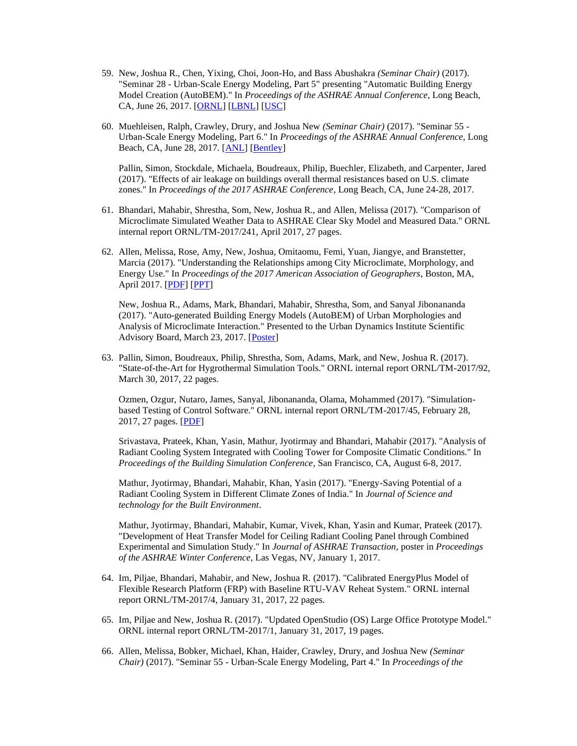59. New, Joshua R., Chen, Yixing, Choi, Joon-Ho, and Bass Abushakra *(Seminar Chair)* (2017). "Seminar 28 - Urban-Scale Energy Modeling, Part 5" presenting "Automatic Building Energy Model Creation (AutoBEM)." In *Proceedings of the ASHRAE Annual Conference*, Long Beach, CA, June 26, 2017. [ORNL] [LBNL] [USC]

60. Muehleisen, Ralph, Crawley, Drury, and Joshua New *(Seminar Chair)* (2017). "Seminar 55 - Urban-Scale Energy Modeling, Part 6." In *Proceedings of the ASHRAE Annual Conference*, Long Beach, CA, June 28, 2017. [ANL] [Bentley]

    Pallin, Simon, Stockdale, Michaela, Boudreaux, Philip, Buechler, Elizabeth, and Carpenter, Jared (2017). "Effects of air leakage on buildings overall thermal resistances based on U.S. climate zones." In *Proceedings of the 2017 ASHRAE Conference*, Long Beach, CA, June 24-28, 2017.

61. Bhandari, Mahabir, Shrestha, Som, New, Joshua R., and Allen, Melissa (2017). "Comparison of Microclimate Simulated Weather Data to ASHRAE Clear Sky Model and Measured Data." ORNL internal report ORNL/TM-2017/241, April 2017, 27 pages.

62. Allen, Melissa, Rose, Amy, New, Joshua, Omitaomu, Femi, Yuan, Jiangye, and Branstetter, Marcia (2017). "Understanding the Relationships among City Microclimate, Morphology, and Energy Use." In *Proceedings of the 2017 American Association of Geographers*, Boston, MA, April 2017. [PDF] [PPT]

    New, Joshua R., Adams, Mark, Bhandari, Mahabir, Shrestha, Som, and Sanyal Jibonananda (2017). "Auto-generated Building Energy Models (AutoBEM) of Urban Morphologies and Analysis of Microclimate Interaction." Presented to the Urban Dynamics Institute Scientific Advisory Board, March 23, 2017. [Poster]

63. Pallin, Simon, Boudreaux, Philip, Shrestha, Som, Adams, Mark, and New, Joshua R. (2017). "State-of-the-Art for Hygrothermal Simulation Tools." ORNL internal report ORNL/TM-2017/92, March 30, 2017, 22 pages.

    Ozmen, Ozgur, Nutaro, James, Sanyal, Jibonananda, Olama, Mohammed (2017). "Simulation-based Testing of Control Software." ORNL internal report ORNL/TM-2017/45, February 28, 2017, 27 pages. [PDF]

    Srivastava, Prateek, Khan, Yasin, Mathur, Jyotirmay and Bhandari, Mahabir (2017). "Analysis of Radiant Cooling System Integrated with Cooling Tower for Composite Climatic Conditions." In *Proceedings of the Building Simulation Conference*, San Francisco, CA, August 6-8, 2017.

    Mathur, Jyotirmay, Bhandari, Mahabir, Khan, Yasin (2017). "Energy-Saving Potential of a Radiant Cooling System in Different Climate Zones of India." In *Journal of Science and technology for the Built Environment*.

    Mathur, Jyotirmay, Bhandari, Mahabir, Kumar, Vivek, Khan, Yasin and Kumar, Prateek (2017). "Development of Heat Transfer Model for Ceiling Radiant Cooling Panel through Combined Experimental and Simulation Study." In *Journal of ASHRAE Transaction*, poster in *Proceedings of the ASHRAE Winter Conference*, Las Vegas, NV, January 1, 2017.

64. Im, Piljae, Bhandari, Mahabir, and New, Joshua R. (2017). "Calibrated EnergyPlus Model of Flexible Research Platform (FRP) with Baseline RTU-VAV Reheat System." ORNL internal report ORNL/TM-2017/4, January 31, 2017, 22 pages.

65. Im, Piljae and New, Joshua R. (2017). "Updated OpenStudio (OS) Large Office Prototype Model." ORNL internal report ORNL/TM-2017/1, January 31, 2017, 19 pages.

66. Allen, Melissa, Bobker, Michael, Khan, Haider, Crawley, Drury, and Joshua New *(Seminar Chair)* (2017). "Seminar 55 - Urban-Scale Energy Modeling, Part 4." In *Proceedings of the*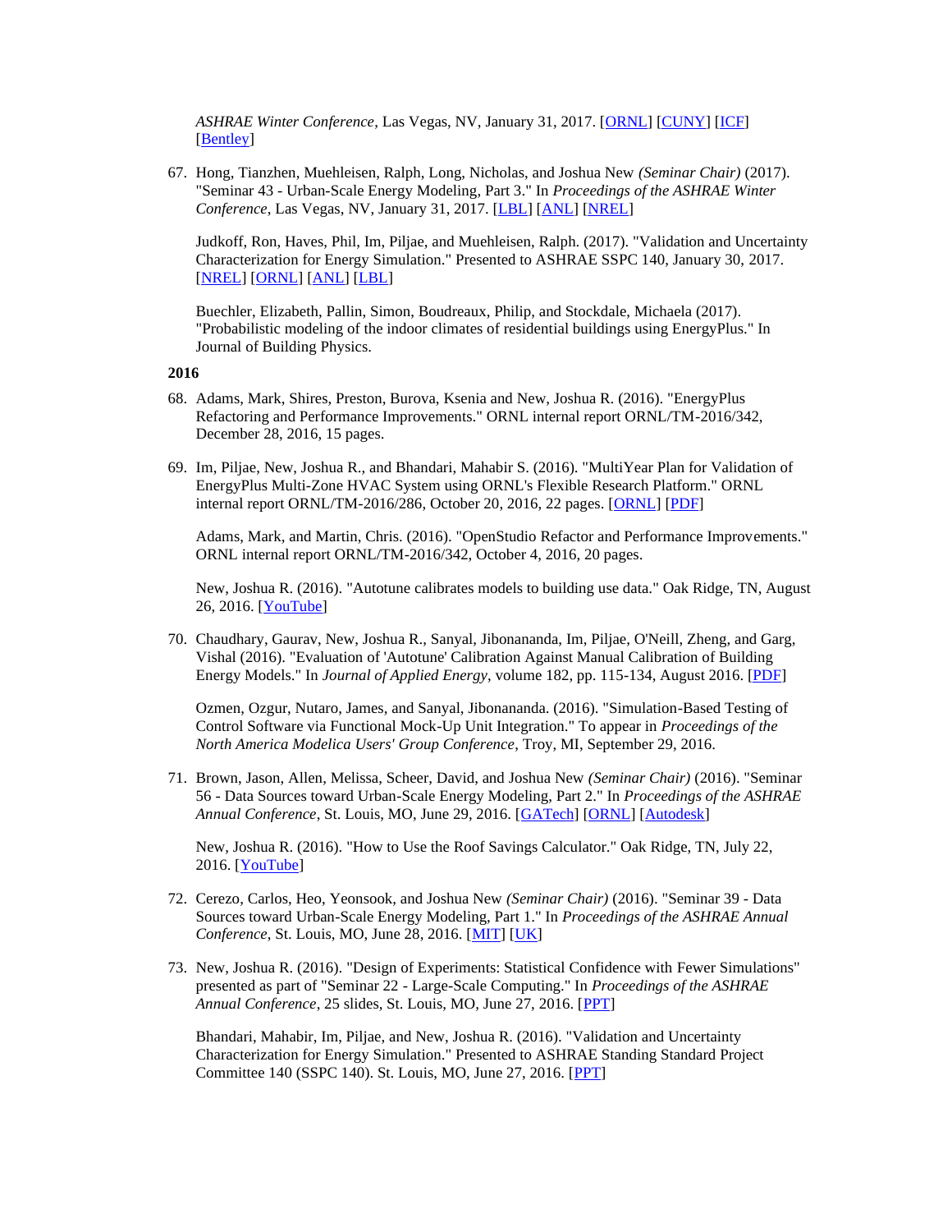*ASHRAE Winter Conference*, Las Vegas, NV, January 31, 2017. [ORNL] [CUNY] [ICF] [Bentley]

67. Hong, Tianzhen, Muehleisen, Ralph, Long, Nicholas, and Joshua New *(Seminar Chair)* (2017). "Seminar 43 - Urban-Scale Energy Modeling, Part 3." In *Proceedings of the ASHRAE Winter Conference*, Las Vegas, NV, January 31, 2017. [LBL] [ANL] [NREL]

   Judkoff, Ron, Haves, Phil, Im, Piljae, and Muehleisen, Ralph. (2017). "Validation and Uncertainty Characterization for Energy Simulation." Presented to ASHRAE SSPC 140, January 30, 2017. [NREL] [ORNL] [ANL] [LBL]

   Buechler, Elizabeth, Pallin, Simon, Boudreaux, Philip, and Stockdale, Michaela (2017). "Probabilistic modeling of the indoor climates of residential buildings using EnergyPlus." In Journal of Building Physics.

**2016**

68. Adams, Mark, Shires, Preston, Burova, Ksenia and New, Joshua R. (2016). "EnergyPlus Refactoring and Performance Improvements." ORNL internal report ORNL/TM-2016/342, December 28, 2016, 15 pages.

69. Im, Piljae, New, Joshua R., and Bhandari, Mahabir S. (2016). "MultiYear Plan for Validation of EnergyPlus Multi-Zone HVAC System using ORNL's Flexible Research Platform." ORNL internal report ORNL/TM-2016/286, October 20, 2016, 22 pages. [ORNL] [PDF]

   Adams, Mark, and Martin, Chris. (2016). "OpenStudio Refactor and Performance Improvements." ORNL internal report ORNL/TM-2016/342, October 4, 2016, 20 pages.

   New, Joshua R. (2016). "Autotune calibrates models to building use data." Oak Ridge, TN, August 26, 2016. [YouTube]

70. Chaudhary, Gaurav, New, Joshua R., Sanyal, Jibonananda, Im, Piljae, O'Neill, Zheng, and Garg, Vishal (2016). "Evaluation of 'Autotune' Calibration Against Manual Calibration of Building Energy Models." In *Journal of Applied Energy*, volume 182, pp. 115-134, August 2016. [PDF]

   Ozmen, Ozgur, Nutaro, James, and Sanyal, Jibonananda. (2016). "Simulation-Based Testing of Control Software via Functional Mock-Up Unit Integration." To appear in *Proceedings of the North America Modelica Users' Group Conference*, Troy, MI, September 29, 2016.

71. Brown, Jason, Allen, Melissa, Scheer, David, and Joshua New *(Seminar Chair)* (2016). "Seminar 56 - Data Sources toward Urban-Scale Energy Modeling, Part 2." In *Proceedings of the ASHRAE Annual Conference*, St. Louis, MO, June 29, 2016. [GATech] [ORNL] [Autodesk]

   New, Joshua R. (2016). "How to Use the Roof Savings Calculator." Oak Ridge, TN, July 22, 2016. [YouTube]

72. Cerezo, Carlos, Heo, Yeonsook, and Joshua New *(Seminar Chair)* (2016). "Seminar 39 - Data Sources toward Urban-Scale Energy Modeling, Part 1." In *Proceedings of the ASHRAE Annual Conference*, St. Louis, MO, June 28, 2016. [MIT] [UK]

73. New, Joshua R. (2016). "Design of Experiments: Statistical Confidence with Fewer Simulations" presented as part of "Seminar 22 - Large-Scale Computing." In *Proceedings of the ASHRAE Annual Conference*, 25 slides, St. Louis, MO, June 27, 2016. [PPT]

   Bhandari, Mahabir, Im, Piljae, and New, Joshua R. (2016). "Validation and Uncertainty Characterization for Energy Simulation." Presented to ASHRAE Standing Standard Project Committee 140 (SSPC 140). St. Louis, MO, June 27, 2016. [PPT]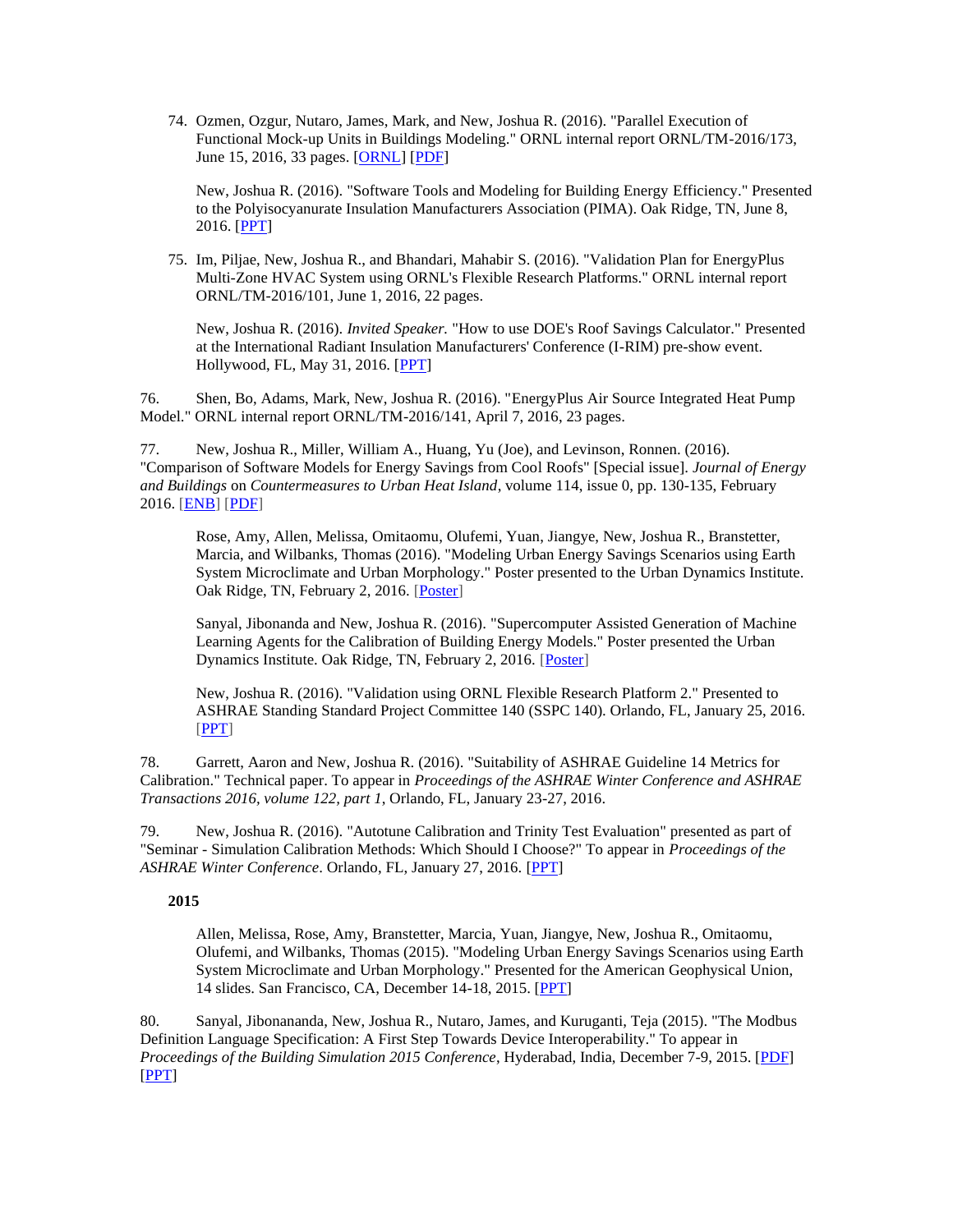74. Ozmen, Ozgur, Nutaro, James, Mark, and New, Joshua R. (2016). "Parallel Execution of Functional Mock-up Units in Buildings Modeling." ORNL internal report ORNL/TM-2016/173, June 15, 2016, 33 pages. [ORNL] [PDF]

    New, Joshua R. (2016). "Software Tools and Modeling for Building Energy Efficiency." Presented to the Polyisocyanurate Insulation Manufacturers Association (PIMA). Oak Ridge, TN, June 8, 2016. [PPT]

75. Im, Piljae, New, Joshua R., and Bhandari, Mahabir S. (2016). "Validation Plan for EnergyPlus Multi-Zone HVAC System using ORNL's Flexible Research Platforms." ORNL internal report ORNL/TM-2016/101, June 1, 2016, 22 pages.

    New, Joshua R. (2016). *Invited Speaker.* "How to use DOE's Roof Savings Calculator." Presented at the International Radiant Insulation Manufacturers' Conference (I-RIM) pre-show event. Hollywood, FL, May 31, 2016. [PPT]

76. Shen, Bo, Adams, Mark, New, Joshua R. (2016). "EnergyPlus Air Source Integrated Heat Pump Model." ORNL internal report ORNL/TM-2016/141, April 7, 2016, 23 pages.

77. New, Joshua R., Miller, William A., Huang, Yu (Joe), and Levinson, Ronnen. (2016). "Comparison of Software Models for Energy Savings from Cool Roofs" [Special issue]. *Journal of Energy and Buildings* on *Countermeasures to Urban Heat Island*, volume 114, issue 0, pp. 130-135, February 2016. [ENB] [PDF]

    Rose, Amy, Allen, Melissa, Omitaomu, Olufemi, Yuan, Jiangye, New, Joshua R., Branstetter, Marcia, and Wilbanks, Thomas (2016). "Modeling Urban Energy Savings Scenarios using Earth System Microclimate and Urban Morphology." Poster presented to the Urban Dynamics Institute. Oak Ridge, TN, February 2, 2016. [Poster]

    Sanyal, Jibonanda and New, Joshua R. (2016). "Supercomputer Assisted Generation of Machine Learning Agents for the Calibration of Building Energy Models." Poster presented the Urban Dynamics Institute. Oak Ridge, TN, February 2, 2016. [Poster]

    New, Joshua R. (2016). "Validation using ORNL Flexible Research Platform 2." Presented to ASHRAE Standing Standard Project Committee 140 (SSPC 140). Orlando, FL, January 25, 2016. [PPT]

78. Garrett, Aaron and New, Joshua R. (2016). "Suitability of ASHRAE Guideline 14 Metrics for Calibration." Technical paper. To appear in *Proceedings of the ASHRAE Winter Conference and ASHRAE Transactions 2016, volume 122, part 1*, Orlando, FL, January 23-27, 2016.

79. New, Joshua R. (2016). "Autotune Calibration and Trinity Test Evaluation" presented as part of "Seminar - Simulation Calibration Methods: Which Should I Choose?" To appear in *Proceedings of the ASHRAE Winter Conference*. Orlando, FL, January 27, 2016. [PPT]

**2015**

    Allen, Melissa, Rose, Amy, Branstetter, Marcia, Yuan, Jiangye, New, Joshua R., Omitaomu, Olufemi, and Wilbanks, Thomas (2015). "Modeling Urban Energy Savings Scenarios using Earth System Microclimate and Urban Morphology." Presented for the American Geophysical Union, 14 slides. San Francisco, CA, December 14-18, 2015. [PPT]

80. Sanyal, Jibonananda, New, Joshua R., Nutaro, James, and Kuruganti, Teja (2015). "The Modbus Definition Language Specification: A First Step Towards Device Interoperability." To appear in *Proceedings of the Building Simulation 2015 Conference*, Hyderabad, India, December 7-9, 2015. [PDF] [PPT]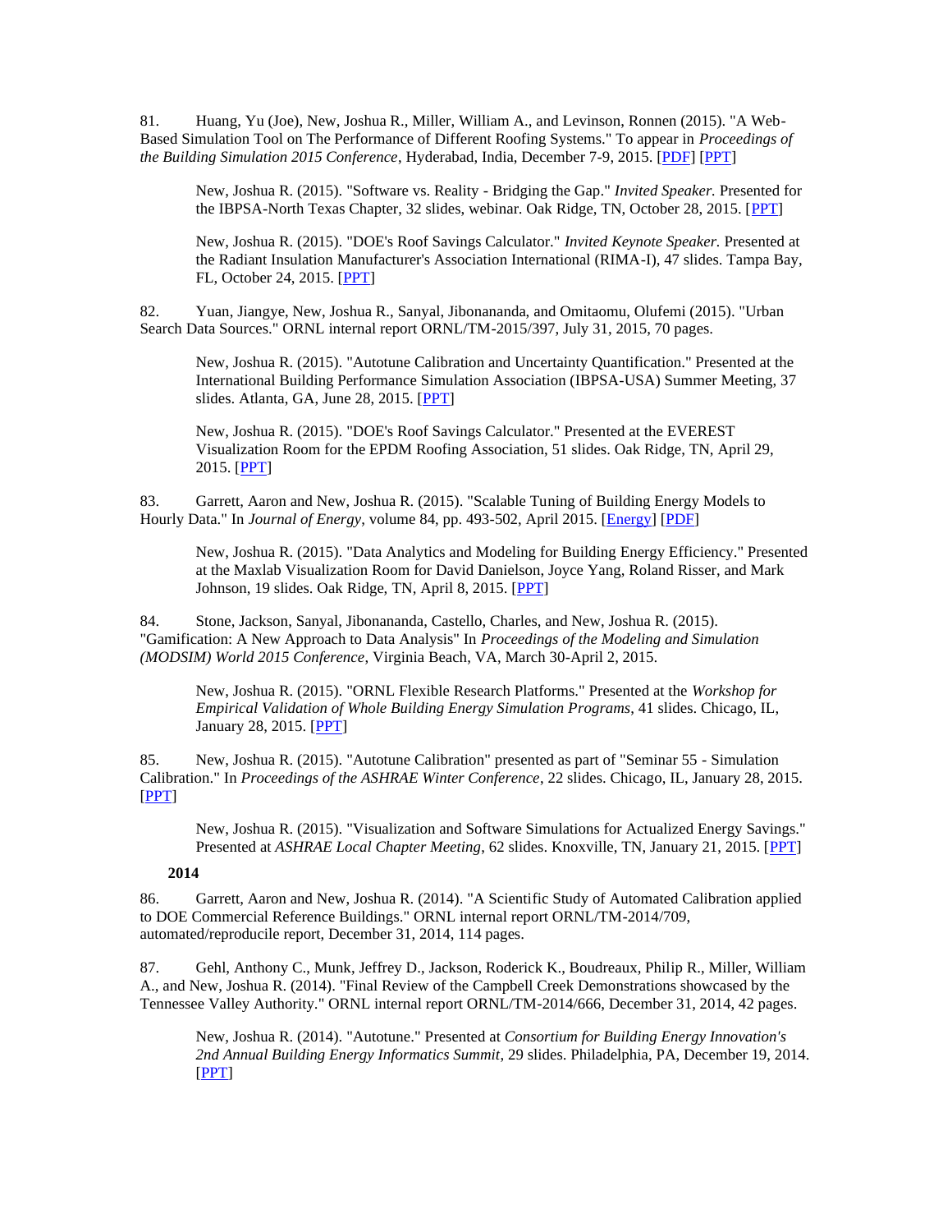81. Huang, Yu (Joe), New, Joshua R., Miller, William A., and Levinson, Ronnen (2015). "A Web-Based Simulation Tool on The Performance of Different Roofing Systems." To appear in *Proceedings of the Building Simulation 2015 Conference*, Hyderabad, India, December 7-9, 2015. [PDF] [PPT]

> New, Joshua R. (2015). "Software vs. Reality - Bridging the Gap." *Invited Speaker.* Presented for the IBPSA-North Texas Chapter, 32 slides, webinar. Oak Ridge, TN, October 28, 2015. [PPT]

> New, Joshua R. (2015). "DOE's Roof Savings Calculator." *Invited Keynote Speaker.* Presented at the Radiant Insulation Manufacturer's Association International (RIMA-I), 47 slides. Tampa Bay, FL, October 24, 2015. [PPT]

82. Yuan, Jiangye, New, Joshua R., Sanyal, Jibonananda, and Omitaomu, Olufemi (2015). "Urban Search Data Sources." ORNL internal report ORNL/TM-2015/397, July 31, 2015, 70 pages.

> New, Joshua R. (2015). "Autotune Calibration and Uncertainty Quantification." Presented at the International Building Performance Simulation Association (IBPSA-USA) Summer Meeting, 37 slides. Atlanta, GA, June 28, 2015. [PPT]

> New, Joshua R. (2015). "DOE's Roof Savings Calculator." Presented at the EVEREST Visualization Room for the EPDM Roofing Association, 51 slides. Oak Ridge, TN, April 29, 2015. [PPT]

83. Garrett, Aaron and New, Joshua R. (2015). "Scalable Tuning of Building Energy Models to Hourly Data." In *Journal of Energy*, volume 84, pp. 493-502, April 2015. [Energy] [PDF]

> New, Joshua R. (2015). "Data Analytics and Modeling for Building Energy Efficiency." Presented at the Maxlab Visualization Room for David Danielson, Joyce Yang, Roland Risser, and Mark Johnson, 19 slides. Oak Ridge, TN, April 8, 2015. [PPT]

84. Stone, Jackson, Sanyal, Jibonananda, Castello, Charles, and New, Joshua R. (2015). "Gamification: A New Approach to Data Analysis" In *Proceedings of the Modeling and Simulation (MODSIM) World 2015 Conference*, Virginia Beach, VA, March 30-April 2, 2015.

> New, Joshua R. (2015). "ORNL Flexible Research Platforms." Presented at the *Workshop for Empirical Validation of Whole Building Energy Simulation Programs*, 41 slides. Chicago, IL, January 28, 2015. [PPT]

85. New, Joshua R. (2015). "Autotune Calibration" presented as part of "Seminar 55 - Simulation Calibration." In *Proceedings of the ASHRAE Winter Conference*, 22 slides. Chicago, IL, January 28, 2015. [PPT]

> New, Joshua R. (2015). "Visualization and Software Simulations for Actualized Energy Savings." Presented at *ASHRAE Local Chapter Meeting*, 62 slides. Knoxville, TN, January 21, 2015. [PPT]

**2014**

86. Garrett, Aaron and New, Joshua R. (2014). "A Scientific Study of Automated Calibration applied to DOE Commercial Reference Buildings." ORNL internal report ORNL/TM-2014/709, automated/reproducile report, December 31, 2014, 114 pages.

87. Gehl, Anthony C., Munk, Jeffrey D., Jackson, Roderick K., Boudreaux, Philip R., Miller, William A., and New, Joshua R. (2014). "Final Review of the Campbell Creek Demonstrations showcased by the Tennessee Valley Authority." ORNL internal report ORNL/TM-2014/666, December 31, 2014, 42 pages.

> New, Joshua R. (2014). "Autotune." Presented at *Consortium for Building Energy Innovation's 2nd Annual Building Energy Informatics Summit*, 29 slides. Philadelphia, PA, December 19, 2014. [PPT]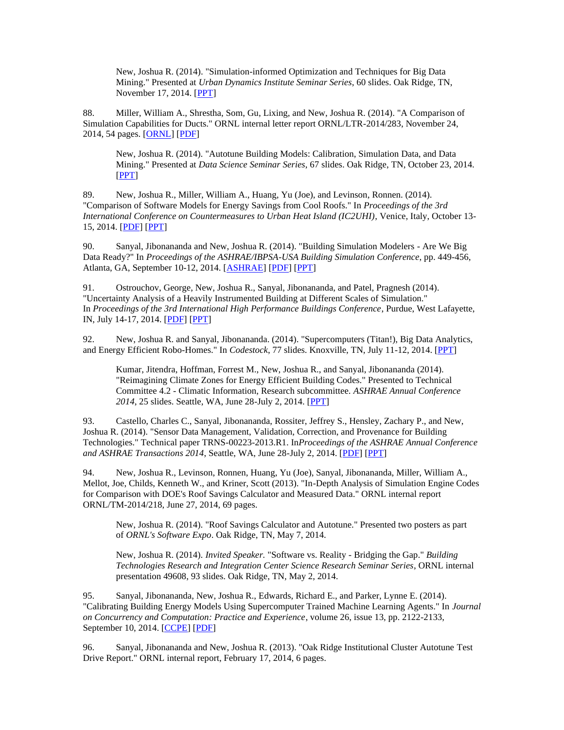New, Joshua R. (2014). "Simulation-informed Optimization and Techniques for Big Data Mining." Presented at *Urban Dynamics Institute Seminar Series*, 60 slides. Oak Ridge, TN, November 17, 2014. [PPT]

88. Miller, William A., Shrestha, Som, Gu, Lixing, and New, Joshua R. (2014). "A Comparison of Simulation Capabilities for Ducts." ORNL internal letter report ORNL/LTR-2014/283, November 24, 2014, 54 pages. [ORNL] [PDF]

New, Joshua R. (2014). "Autotune Building Models: Calibration, Simulation Data, and Data Mining." Presented at *Data Science Seminar Series*, 67 slides. Oak Ridge, TN, October 23, 2014. [PPT]

89. New, Joshua R., Miller, William A., Huang, Yu (Joe), and Levinson, Ronnen. (2014). "Comparison of Software Models for Energy Savings from Cool Roofs." In *Proceedings of the 3rd International Conference on Countermeasures to Urban Heat Island (IC2UHI)*, Venice, Italy, October 13-15, 2014. [PDF] [PPT]

90. Sanyal, Jibonananda and New, Joshua R. (2014). "Building Simulation Modelers - Are We Big Data Ready?" In *Proceedings of the ASHRAE/IBPSA-USA Building Simulation Conference*, pp. 449-456, Atlanta, GA, September 10-12, 2014. [ASHRAE] [PDF] [PPT]

91. Ostrouchov, George, New, Joshua R., Sanyal, Jibonananda, and Patel, Pragnesh (2014). "Uncertainty Analysis of a Heavily Instrumented Building at Different Scales of Simulation." In *Proceedings of the 3rd International High Performance Buildings Conference*, Purdue, West Lafayette, IN, July 14-17, 2014. [PDF] [PPT]

92. New, Joshua R. and Sanyal, Jibonananda. (2014). "Supercomputers (Titan!), Big Data Analytics, and Energy Efficient Robo-Homes." In *Codestock*, 77 slides. Knoxville, TN, July 11-12, 2014. [PPT]

Kumar, Jitendra, Hoffman, Forrest M., New, Joshua R., and Sanyal, Jibonananda (2014). "Reimagining Climate Zones for Energy Efficient Building Codes." Presented to Technical Committee 4.2 - Climatic Information, Research subcommittee. *ASHRAE Annual Conference 2014*, 25 slides. Seattle, WA, June 28-July 2, 2014. [PPT]

93. Castello, Charles C., Sanyal, Jibonananda, Rossiter, Jeffrey S., Hensley, Zachary P., and New, Joshua R. (2014). "Sensor Data Management, Validation, Correction, and Provenance for Building Technologies." Technical paper TRNS-00223-2013.R1. In*Proceedings of the ASHRAE Annual Conference and ASHRAE Transactions 2014*, Seattle, WA, June 28-July 2, 2014. [PDF] [PPT]

94. New, Joshua R., Levinson, Ronnen, Huang, Yu (Joe), Sanyal, Jibonananda, Miller, William A., Mellot, Joe, Childs, Kenneth W., and Kriner, Scott (2013). "In-Depth Analysis of Simulation Engine Codes for Comparison with DOE's Roof Savings Calculator and Measured Data." ORNL internal report ORNL/TM-2014/218, June 27, 2014, 69 pages.

New, Joshua R. (2014). "Roof Savings Calculator and Autotune." Presented two posters as part of *ORNL's Software Expo*. Oak Ridge, TN, May 7, 2014.

New, Joshua R. (2014). *Invited Speaker.* "Software vs. Reality - Bridging the Gap." *Building Technologies Research and Integration Center Science Research Seminar Series*, ORNL internal presentation 49608, 93 slides. Oak Ridge, TN, May 2, 2014.

95. Sanyal, Jibonananda, New, Joshua R., Edwards, Richard E., and Parker, Lynne E. (2014). "Calibrating Building Energy Models Using Supercomputer Trained Machine Learning Agents." In *Journal on Concurrency and Computation: Practice and Experience*, volume 26, issue 13, pp. 2122-2133, September 10, 2014. [CCPE] [PDF]

96. Sanyal, Jibonananda and New, Joshua R. (2013). "Oak Ridge Institutional Cluster Autotune Test Drive Report." ORNL internal report, February 17, 2014, 6 pages.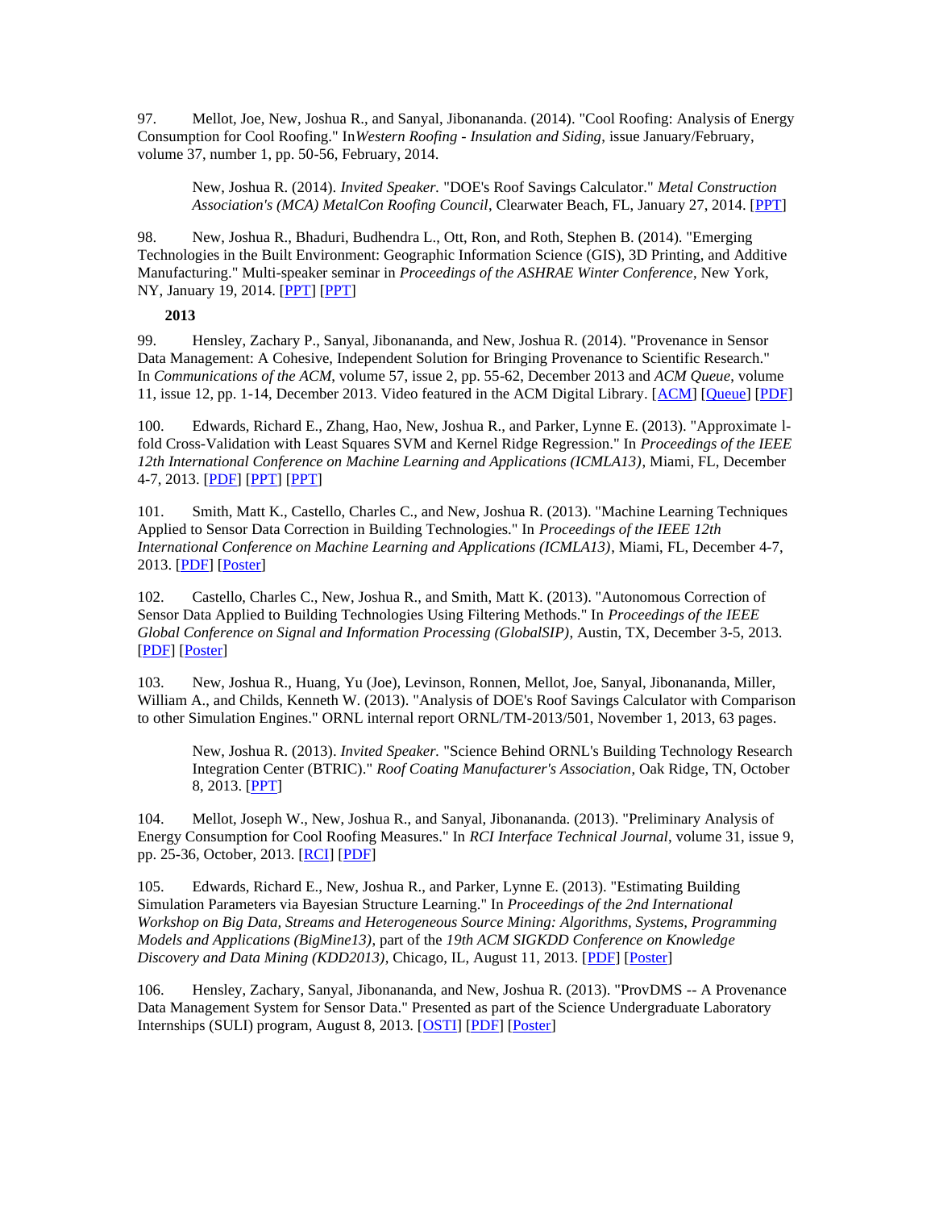97. Mellot, Joe, New, Joshua R., and Sanyal, Jibonananda. (2014). "Cool Roofing: Analysis of Energy Consumption for Cool Roofing." In*Western Roofing - Insulation and Siding*, issue January/February, volume 37, number 1, pp. 50-56, February, 2014.

> New, Joshua R. (2014). *Invited Speaker.* "DOE's Roof Savings Calculator." *Metal Construction Association's (MCA) MetalCon Roofing Council*, Clearwater Beach, FL, January 27, 2014. [PPT]

98. New, Joshua R., Bhaduri, Budhendra L., Ott, Ron, and Roth, Stephen B. (2014). "Emerging Technologies in the Built Environment: Geographic Information Science (GIS), 3D Printing, and Additive Manufacturing." Multi-speaker seminar in *Proceedings of the ASHRAE Winter Conference*, New York, NY, January 19, 2014. [PPT] [PPT]

**2013**

99. Hensley, Zachary P., Sanyal, Jibonananda, and New, Joshua R. (2014). "Provenance in Sensor Data Management: A Cohesive, Independent Solution for Bringing Provenance to Scientific Research." In *Communications of the ACM*, volume 57, issue 2, pp. 55-62, December 2013 and *ACM Queue*, volume 11, issue 12, pp. 1-14, December 2013. Video featured in the ACM Digital Library. [ACM] [Queue] [PDF]

100. Edwards, Richard E., Zhang, Hao, New, Joshua R., and Parker, Lynne E. (2013). "Approximate l-fold Cross-Validation with Least Squares SVM and Kernel Ridge Regression." In *Proceedings of the IEEE 12th International Conference on Machine Learning and Applications (ICMLA13)*, Miami, FL, December 4-7, 2013. [PDF] [PPT] [PPT]

101. Smith, Matt K., Castello, Charles C., and New, Joshua R. (2013). "Machine Learning Techniques Applied to Sensor Data Correction in Building Technologies." In *Proceedings of the IEEE 12th International Conference on Machine Learning and Applications (ICMLA13)*, Miami, FL, December 4-7, 2013. [PDF] [Poster]

102. Castello, Charles C., New, Joshua R., and Smith, Matt K. (2013). "Autonomous Correction of Sensor Data Applied to Building Technologies Using Filtering Methods." In *Proceedings of the IEEE Global Conference on Signal and Information Processing (GlobalSIP)*, Austin, TX, December 3-5, 2013. [PDF] [Poster]

103. New, Joshua R., Huang, Yu (Joe), Levinson, Ronnen, Mellot, Joe, Sanyal, Jibonananda, Miller, William A., and Childs, Kenneth W. (2013). "Analysis of DOE's Roof Savings Calculator with Comparison to other Simulation Engines." ORNL internal report ORNL/TM-2013/501, November 1, 2013, 63 pages.

> New, Joshua R. (2013). *Invited Speaker.* "Science Behind ORNL's Building Technology Research Integration Center (BTRIC)." *Roof Coating Manufacturer's Association*, Oak Ridge, TN, October 8, 2013. [PPT]

104. Mellot, Joseph W., New, Joshua R., and Sanyal, Jibonananda. (2013). "Preliminary Analysis of Energy Consumption for Cool Roofing Measures." In *RCI Interface Technical Journal*, volume 31, issue 9, pp. 25-36, October, 2013. [RCI] [PDF]

105. Edwards, Richard E., New, Joshua R., and Parker, Lynne E. (2013). "Estimating Building Simulation Parameters via Bayesian Structure Learning." In *Proceedings of the 2nd International Workshop on Big Data, Streams and Heterogeneous Source Mining: Algorithms, Systems, Programming Models and Applications (BigMine13)*, part of the *19th ACM SIGKDD Conference on Knowledge Discovery and Data Mining (KDD2013)*, Chicago, IL, August 11, 2013. [PDF] [Poster]

106. Hensley, Zachary, Sanyal, Jibonananda, and New, Joshua R. (2013). "ProvDMS -- A Provenance Data Management System for Sensor Data." Presented as part of the Science Undergraduate Laboratory Internships (SULI) program, August 8, 2013. [OSTI] [PDF] [Poster]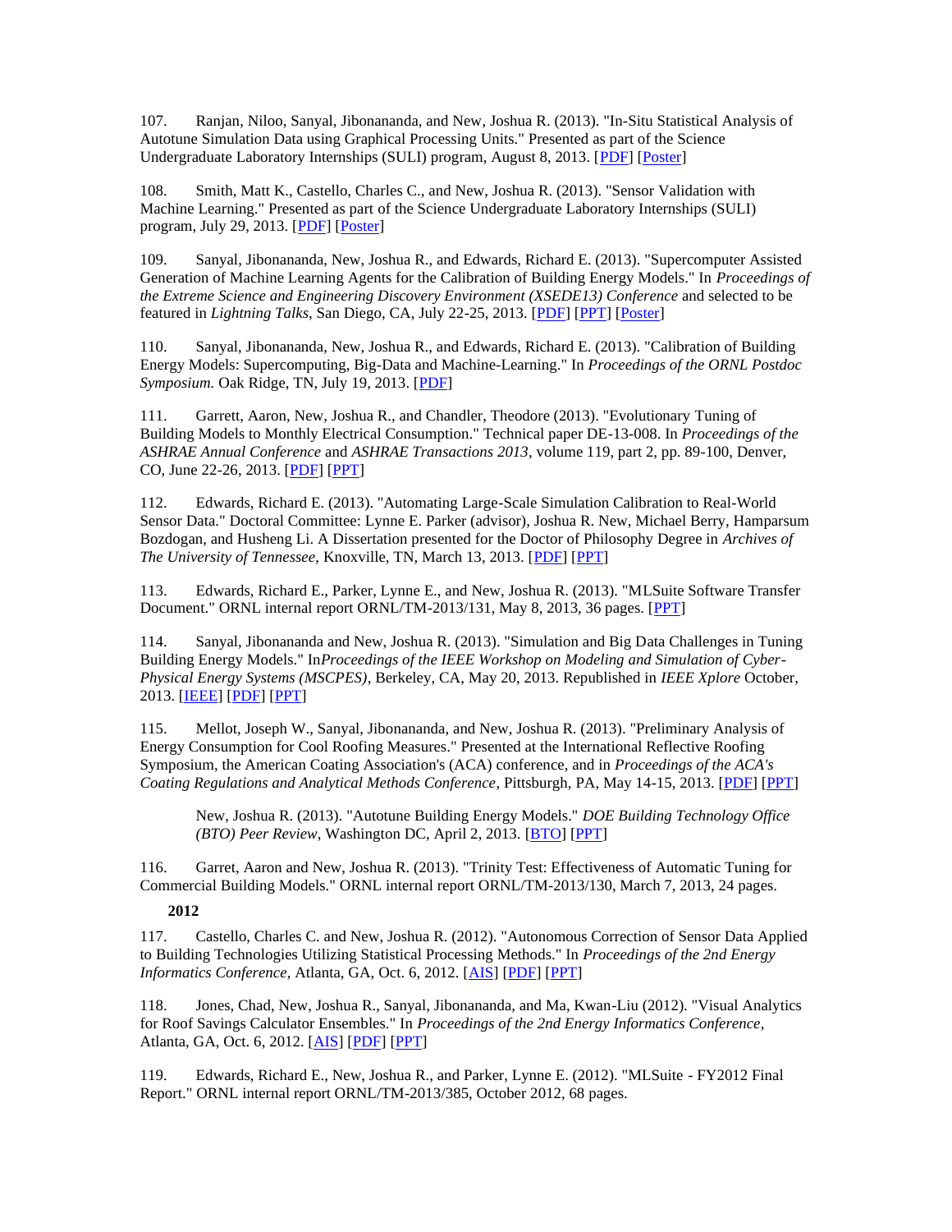107. Ranjan, Niloo, Sanyal, Jibonananda, and New, Joshua R. (2013). "In-Situ Statistical Analysis of Autotune Simulation Data using Graphical Processing Units." Presented as part of the Science Undergraduate Laboratory Internships (SULI) program, August 8, 2013. [PDF] [Poster]

108. Smith, Matt K., Castello, Charles C., and New, Joshua R. (2013). "Sensor Validation with Machine Learning." Presented as part of the Science Undergraduate Laboratory Internships (SULI) program, July 29, 2013. [PDF] [Poster]

109. Sanyal, Jibonananda, New, Joshua R., and Edwards, Richard E. (2013). "Supercomputer Assisted Generation of Machine Learning Agents for the Calibration of Building Energy Models." In *Proceedings of the Extreme Science and Engineering Discovery Environment (XSEDE13) Conference* and selected to be featured in *Lightning Talks*, San Diego, CA, July 22-25, 2013. [PDF] [PPT] [Poster]

110. Sanyal, Jibonananda, New, Joshua R., and Edwards, Richard E. (2013). "Calibration of Building Energy Models: Supercomputing, Big-Data and Machine-Learning." In *Proceedings of the ORNL Postdoc Symposium.* Oak Ridge, TN, July 19, 2013. [PDF]

111. Garrett, Aaron, New, Joshua R., and Chandler, Theodore (2013). "Evolutionary Tuning of Building Models to Monthly Electrical Consumption." Technical paper DE-13-008. In *Proceedings of the ASHRAE Annual Conference* and *ASHRAE Transactions 2013*, volume 119, part 2, pp. 89-100, Denver, CO, June 22-26, 2013. [PDF] [PPT]

112. Edwards, Richard E. (2013). "Automating Large-Scale Simulation Calibration to Real-World Sensor Data." Doctoral Committee: Lynne E. Parker (advisor), Joshua R. New, Michael Berry, Hamparsum Bozdogan, and Husheng Li. A Dissertation presented for the Doctor of Philosophy Degree in *Archives of The University of Tennessee*, Knoxville, TN, March 13, 2013. [PDF] [PPT]

113. Edwards, Richard E., Parker, Lynne E., and New, Joshua R. (2013). "MLSuite Software Transfer Document." ORNL internal report ORNL/TM-2013/131, May 8, 2013, 36 pages. [PPT]

114. Sanyal, Jibonananda and New, Joshua R. (2013). "Simulation and Big Data Challenges in Tuning Building Energy Models." In*Proceedings of the IEEE Workshop on Modeling and Simulation of Cyber-Physical Energy Systems (MSCPES)*, Berkeley, CA, May 20, 2013. Republished in *IEEE Xplore* October, 2013. [IEEE] [PDF] [PPT]

115. Mellot, Joseph W., Sanyal, Jibonananda, and New, Joshua R. (2013). "Preliminary Analysis of Energy Consumption for Cool Roofing Measures." Presented at the International Reflective Roofing Symposium, the American Coating Association's (ACA) conference, and in *Proceedings of the ACA's Coating Regulations and Analytical Methods Conference*, Pittsburgh, PA, May 14-15, 2013. [PDF] [PPT]

New, Joshua R. (2013). "Autotune Building Energy Models." *DOE Building Technology Office (BTO) Peer Review*, Washington DC, April 2, 2013. [BTO] [PPT]

116. Garret, Aaron and New, Joshua R. (2013). "Trinity Test: Effectiveness of Automatic Tuning for Commercial Building Models." ORNL internal report ORNL/TM-2013/130, March 7, 2013, 24 pages.

**2012**

117. Castello, Charles C. and New, Joshua R. (2012). "Autonomous Correction of Sensor Data Applied to Building Technologies Utilizing Statistical Processing Methods." In *Proceedings of the 2nd Energy Informatics Conference*, Atlanta, GA, Oct. 6, 2012. [AIS] [PDF] [PPT]

118. Jones, Chad, New, Joshua R., Sanyal, Jibonananda, and Ma, Kwan-Liu (2012). "Visual Analytics for Roof Savings Calculator Ensembles." In *Proceedings of the 2nd Energy Informatics Conference*, Atlanta, GA, Oct. 6, 2012. [AIS] [PDF] [PPT]

119. Edwards, Richard E., New, Joshua R., and Parker, Lynne E. (2012). "MLSuite - FY2012 Final Report." ORNL internal report ORNL/TM-2013/385, October 2012, 68 pages.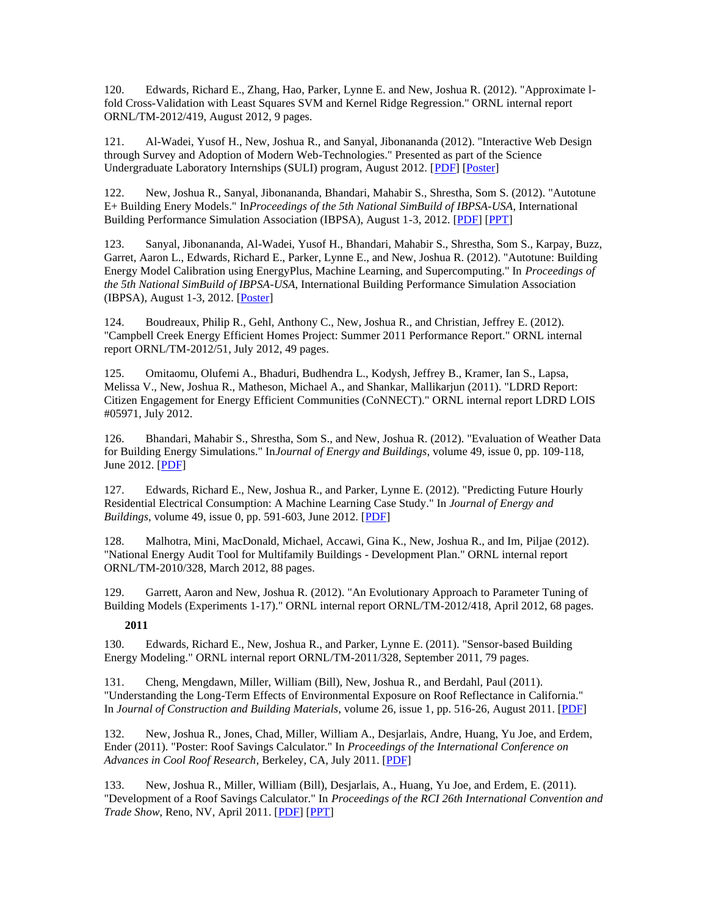120. Edwards, Richard E., Zhang, Hao, Parker, Lynne E. and New, Joshua R. (2012). "Approximate l-fold Cross-Validation with Least Squares SVM and Kernel Ridge Regression." ORNL internal report ORNL/TM-2012/419, August 2012, 9 pages.

121. Al-Wadei, Yusof H., New, Joshua R., and Sanyal, Jibonananda (2012). "Interactive Web Design through Survey and Adoption of Modern Web-Technologies." Presented as part of the Science Undergraduate Laboratory Internships (SULI) program, August 2012. [PDF] [Poster]

122. New, Joshua R., Sanyal, Jibonananda, Bhandari, Mahabir S., Shrestha, Som S. (2012). "Autotune E+ Building Enery Models." In*Proceedings of the 5th National SimBuild of IBPSA-USA*, International Building Performance Simulation Association (IBPSA), August 1-3, 2012. [PDF] [PPT]

123. Sanyal, Jibonananda, Al-Wadei, Yusof H., Bhandari, Mahabir S., Shrestha, Som S., Karpay, Buzz, Garret, Aaron L., Edwards, Richard E., Parker, Lynne E., and New, Joshua R. (2012). "Autotune: Building Energy Model Calibration using EnergyPlus, Machine Learning, and Supercomputing." In *Proceedings of the 5th National SimBuild of IBPSA-USA*, International Building Performance Simulation Association (IBPSA), August 1-3, 2012. [Poster]

124. Boudreaux, Philip R., Gehl, Anthony C., New, Joshua R., and Christian, Jeffrey E. (2012). "Campbell Creek Energy Efficient Homes Project: Summer 2011 Performance Report." ORNL internal report ORNL/TM-2012/51, July 2012, 49 pages.

125. Omitaomu, Olufemi A., Bhaduri, Budhendra L., Kodysh, Jeffrey B., Kramer, Ian S., Lapsa, Melissa V., New, Joshua R., Matheson, Michael A., and Shankar, Mallikarjun (2011). "LDRD Report: Citizen Engagement for Energy Efficient Communities (CoNNECT)." ORNL internal report LDRD LOIS #05971, July 2012.

126. Bhandari, Mahabir S., Shrestha, Som S., and New, Joshua R. (2012). "Evaluation of Weather Data for Building Energy Simulations." In*Journal of Energy and Buildings*, volume 49, issue 0, pp. 109-118, June 2012. [PDF]

127. Edwards, Richard E., New, Joshua R., and Parker, Lynne E. (2012). "Predicting Future Hourly Residential Electrical Consumption: A Machine Learning Case Study." In *Journal of Energy and Buildings*, volume 49, issue 0, pp. 591-603, June 2012. [PDF]

128. Malhotra, Mini, MacDonald, Michael, Accawi, Gina K., New, Joshua R., and Im, Piljae (2012). "National Energy Audit Tool for Multifamily Buildings - Development Plan." ORNL internal report ORNL/TM-2010/328, March 2012, 88 pages.

129. Garrett, Aaron and New, Joshua R. (2012). "An Evolutionary Approach to Parameter Tuning of Building Models (Experiments 1-17)." ORNL internal report ORNL/TM-2012/418, April 2012, 68 pages.

**2011**

130. Edwards, Richard E., New, Joshua R., and Parker, Lynne E. (2011). "Sensor-based Building Energy Modeling." ORNL internal report ORNL/TM-2011/328, September 2011, 79 pages.

131. Cheng, Mengdawn, Miller, William (Bill), New, Joshua R., and Berdahl, Paul (2011). "Understanding the Long-Term Effects of Environmental Exposure on Roof Reflectance in California." In *Journal of Construction and Building Materials*, volume 26, issue 1, pp. 516-26, August 2011. [PDF]

132. New, Joshua R., Jones, Chad, Miller, William A., Desjarlais, Andre, Huang, Yu Joe, and Erdem, Ender (2011). "Poster: Roof Savings Calculator." In *Proceedings of the International Conference on Advances in Cool Roof Research*, Berkeley, CA, July 2011. [PDF]

133. New, Joshua R., Miller, William (Bill), Desjarlais, A., Huang, Yu Joe, and Erdem, E. (2011). "Development of a Roof Savings Calculator." In *Proceedings of the RCI 26th International Convention and Trade Show*, Reno, NV, April 2011. [PDF] [PPT]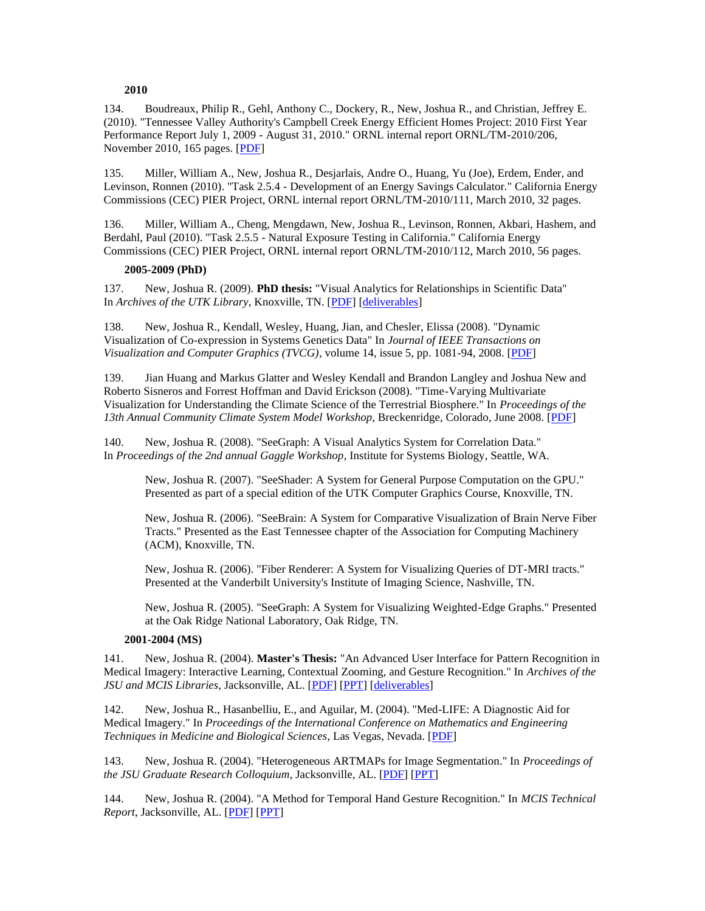**2010**

134. Boudreaux, Philip R., Gehl, Anthony C., Dockery, R., New, Joshua R., and Christian, Jeffrey E. (2010). "Tennessee Valley Authority's Campbell Creek Energy Efficient Homes Project: 2010 First Year Performance Report July 1, 2009 - August 31, 2010." ORNL internal report ORNL/TM-2010/206, November 2010, 165 pages. [PDF]

135. Miller, William A., New, Joshua R., Desjarlais, Andre O., Huang, Yu (Joe), Erdem, Ender, and Levinson, Ronnen (2010). "Task 2.5.4 - Development of an Energy Savings Calculator." California Energy Commissions (CEC) PIER Project, ORNL internal report ORNL/TM-2010/111, March 2010, 32 pages.

136. Miller, William A., Cheng, Mengdawn, New, Joshua R., Levinson, Ronnen, Akbari, Hashem, and Berdahl, Paul (2010). "Task 2.5.5 - Natural Exposure Testing in California." California Energy Commissions (CEC) PIER Project, ORNL internal report ORNL/TM-2010/112, March 2010, 56 pages.

**2005-2009 (PhD)**

137. New, Joshua R. (2009). **PhD thesis:** "Visual Analytics for Relationships in Scientific Data" In *Archives of the UTK Library*, Knoxville, TN. [PDF] [deliverables]

138. New, Joshua R., Kendall, Wesley, Huang, Jian, and Chesler, Elissa (2008). "Dynamic Visualization of Co-expression in Systems Genetics Data" In *Journal of IEEE Transactions on Visualization and Computer Graphics (TVCG)*, volume 14, issue 5, pp. 1081-94, 2008. [PDF]

139. Jian Huang and Markus Glatter and Wesley Kendall and Brandon Langley and Joshua New and Roberto Sisneros and Forrest Hoffman and David Erickson (2008). "Time-Varying Multivariate Visualization for Understanding the Climate Science of the Terrestrial Biosphere." In *Proceedings of the 13th Annual Community Climate System Model Workshop*, Breckenridge, Colorado, June 2008. [PDF]

140. New, Joshua R. (2008). "SeeGraph: A Visual Analytics System for Correlation Data." In *Proceedings of the 2nd annual Gaggle Workshop*, Institute for Systems Biology, Seattle, WA.

New, Joshua R. (2007). "SeeShader: A System for General Purpose Computation on the GPU." Presented as part of a special edition of the UTK Computer Graphics Course, Knoxville, TN.

New, Joshua R. (2006). "SeeBrain: A System for Comparative Visualization of Brain Nerve Fiber Tracts." Presented as the East Tennessee chapter of the Association for Computing Machinery (ACM), Knoxville, TN.

New, Joshua R. (2006). "Fiber Renderer: A System for Visualizing Queries of DT-MRI tracts." Presented at the Vanderbilt University's Institute of Imaging Science, Nashville, TN.

New, Joshua R. (2005). "SeeGraph: A System for Visualizing Weighted-Edge Graphs." Presented at the Oak Ridge National Laboratory, Oak Ridge, TN.

**2001-2004 (MS)**

141. New, Joshua R. (2004). **Master's Thesis:** "An Advanced User Interface for Pattern Recognition in Medical Imagery: Interactive Learning, Contextual Zooming, and Gesture Recognition." In *Archives of the JSU and MCIS Libraries*, Jacksonville, AL. [PDF] [PPT] [deliverables]

142. New, Joshua R., Hasanbelliu, E., and Aguilar, M. (2004). "Med-LIFE: A Diagnostic Aid for Medical Imagery." In *Proceedings of the International Conference on Mathematics and Engineering Techniques in Medicine and Biological Sciences*, Las Vegas, Nevada. [PDF]

143. New, Joshua R. (2004). "Heterogeneous ARTMAPs for Image Segmentation." In *Proceedings of the JSU Graduate Research Colloquium*, Jacksonville, AL. [PDF] [PPT]

144. New, Joshua R. (2004). "A Method for Temporal Hand Gesture Recognition." In *MCIS Technical Report*, Jacksonville, AL. [PDF] [PPT]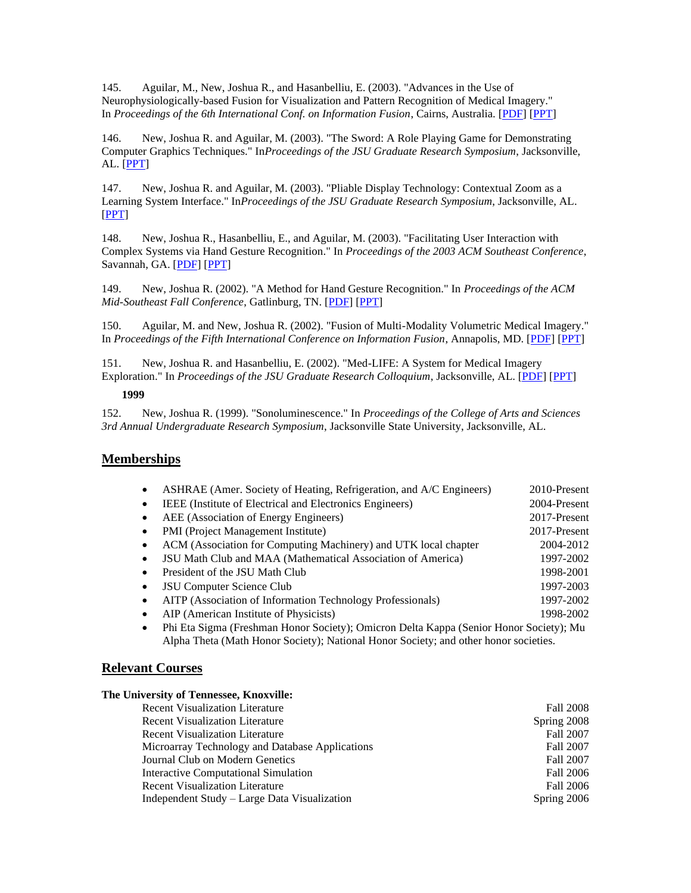145. Aguilar, M., New, Joshua R., and Hasanbelliu, E. (2003). "Advances in the Use of Neurophysiologically-based Fusion for Visualization and Pattern Recognition of Medical Imagery." In *Proceedings of the 6th International Conf. on Information Fusion*, Cairns, Australia. [PDF] [PPT]

146. New, Joshua R. and Aguilar, M. (2003). "The Sword: A Role Playing Game for Demonstrating Computer Graphics Techniques." In*Proceedings of the JSU Graduate Research Symposium*, Jacksonville, AL. [PPT]

147. New, Joshua R. and Aguilar, M. (2003). "Pliable Display Technology: Contextual Zoom as a Learning System Interface." In*Proceedings of the JSU Graduate Research Symposium*, Jacksonville, AL. [PPT]

148. New, Joshua R., Hasanbelliu, E., and Aguilar, M. (2003). "Facilitating User Interaction with Complex Systems via Hand Gesture Recognition." In *Proceedings of the 2003 ACM Southeast Conference*, Savannah, GA. [PDF] [PPT]

149. New, Joshua R. (2002). "A Method for Hand Gesture Recognition." In *Proceedings of the ACM Mid-Southeast Fall Conference*, Gatlinburg, TN. [PDF] [PPT]

150. Aguilar, M. and New, Joshua R. (2002). "Fusion of Multi-Modality Volumetric Medical Imagery." In *Proceedings of the Fifth International Conference on Information Fusion*, Annapolis, MD. [PDF] [PPT]

151. New, Joshua R. and Hasanbelliu, E. (2002). "Med-LIFE: A System for Medical Imagery Exploration." In *Proceedings of the JSU Graduate Research Colloquium*, Jacksonville, AL. [PDF] [PPT]

**1999**

152. New, Joshua R. (1999). "Sonoluminescence." In *Proceedings of the College of Arts and Sciences 3rd Annual Undergraduate Research Symposium*, Jacksonville State University, Jacksonville, AL.

## Memberships

- ASHRAE (Amer. Society of Heating, Refrigeration, and A/C Engineers) 2010-Present
- IEEE (Institute of Electrical and Electronics Engineers) 2004-Present
- AEE (Association of Energy Engineers) 2017-Present
- PMI (Project Management Institute) 2017-Present
- ACM (Association for Computing Machinery) and UTK local chapter 2004-2012
- JSU Math Club and MAA (Mathematical Association of America) 1997-2002
- President of the JSU Math Club 1998-2001
- JSU Computer Science Club 1997-2003
- AITP (Association of Information Technology Professionals) 1997-2002
- AIP (American Institute of Physicists) 1998-2002
- Phi Eta Sigma (Freshman Honor Society); Omicron Delta Kappa (Senior Honor Society); Mu Alpha Theta (Math Honor Society); National Honor Society; and other honor societies.

## Relevant Courses

**The University of Tennessee, Knoxville:**

| Course | Term |
|---|---|
| Recent Visualization Literature | Fall 2008 |
| Recent Visualization Literature | Spring 2008 |
| Recent Visualization Literature | Fall 2007 |
| Microarray Technology and Database Applications | Fall 2007 |
| Journal Club on Modern Genetics | Fall 2007 |
| Interactive Computational Simulation | Fall 2006 |
| Recent Visualization Literature | Fall 2006 |
| Independent Study – Large Data Visualization | Spring 2006 |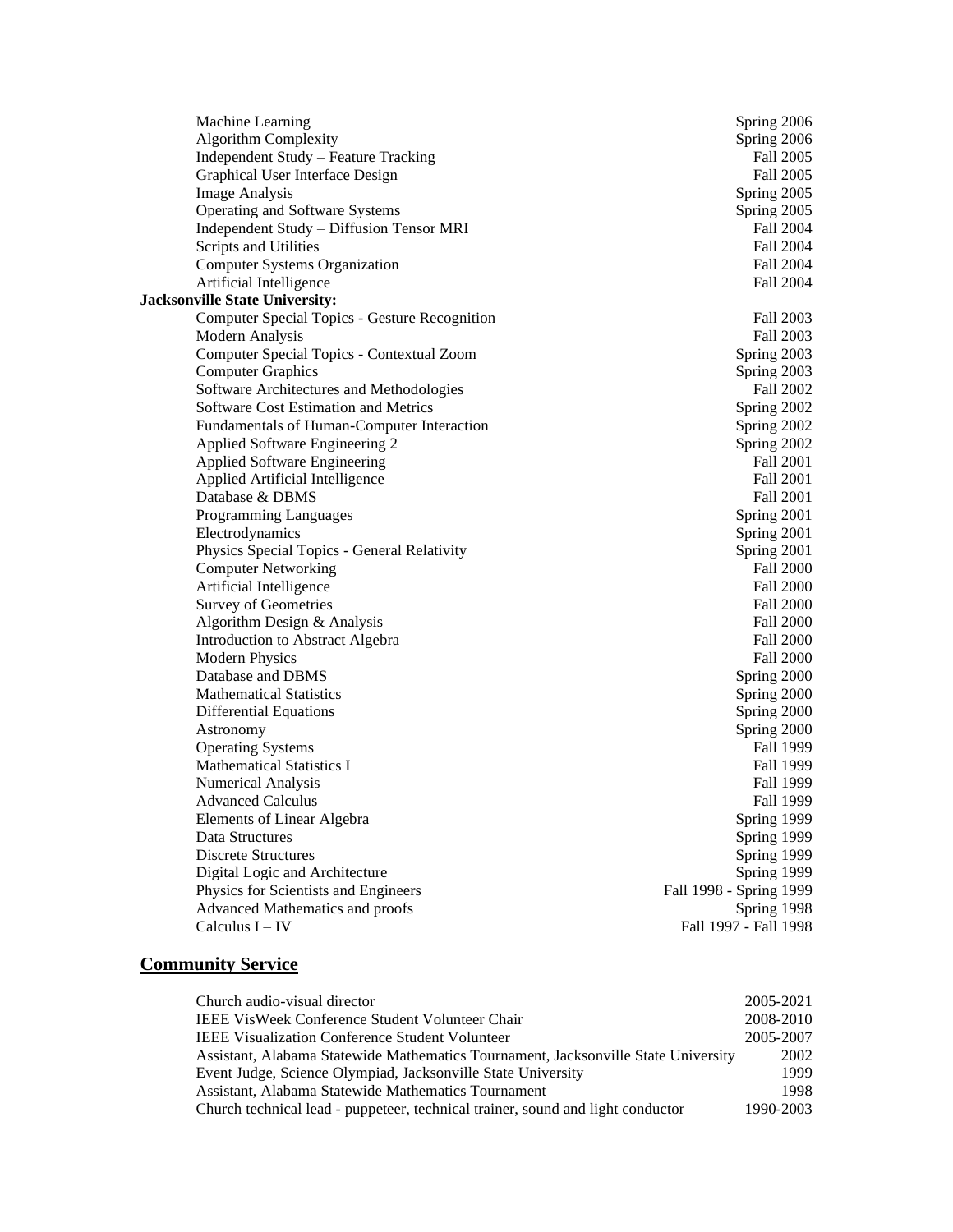| | |
|---|---|
| Machine Learning | Spring 2006 |
| Algorithm Complexity | Spring 2006 |
| Independent Study – Feature Tracking | Fall 2005 |
| Graphical User Interface Design | Fall 2005 |
| Image Analysis | Spring 2005 |
| Operating and Software Systems | Spring 2005 |
| Independent Study – Diffusion Tensor MRI | Fall 2004 |
| Scripts and Utilities | Fall 2004 |
| Computer Systems Organization | Fall 2004 |
| Artificial Intelligence | Fall 2004 |

**Jacksonville State University:**

| | |
|---|---|
| Computer Special Topics - Gesture Recognition | Fall 2003 |
| Modern Analysis | Fall 2003 |
| Computer Special Topics - Contextual Zoom | Spring 2003 |
| Computer Graphics | Spring 2003 |
| Software Architectures and Methodologies | Fall 2002 |
| Software Cost Estimation and Metrics | Spring 2002 |
| Fundamentals of Human-Computer Interaction | Spring 2002 |
| Applied Software Engineering 2 | Spring 2002 |
| Applied Software Engineering | Fall 2001 |
| Applied Artificial Intelligence | Fall 2001 |
| Database & DBMS | Fall 2001 |
| Programming Languages | Spring 2001 |
| Electrodynamics | Spring 2001 |
| Physics Special Topics - General Relativity | Spring 2001 |
| Computer Networking | Fall 2000 |
| Artificial Intelligence | Fall 2000 |
| Survey of Geometries | Fall 2000 |
| Algorithm Design & Analysis | Fall 2000 |
| Introduction to Abstract Algebra | Fall 2000 |
| Modern Physics | Fall 2000 |
| Database and DBMS | Spring 2000 |
| Mathematical Statistics | Spring 2000 |
| Differential Equations | Spring 2000 |
| Astronomy | Spring 2000 |
| Operating Systems | Fall 1999 |
| Mathematical Statistics I | Fall 1999 |
| Numerical Analysis | Fall 1999 |
| Advanced Calculus | Fall 1999 |
| Elements of Linear Algebra | Spring 1999 |
| Data Structures | Spring 1999 |
| Discrete Structures | Spring 1999 |
| Digital Logic and Architecture | Spring 1999 |
| Physics for Scientists and Engineers | Fall 1998 - Spring 1999 |
| Advanced Mathematics and proofs | Spring 1998 |
| Calculus I – IV | Fall 1997 - Fall 1998 |

## Community Service

| | |
|---|---|
| Church audio-visual director | 2005-2021 |
| IEEE VisWeek Conference Student Volunteer Chair | 2008-2010 |
| IEEE Visualization Conference Student Volunteer | 2005-2007 |
| Assistant, Alabama Statewide Mathematics Tournament, Jacksonville State University | 2002 |
| Event Judge, Science Olympiad, Jacksonville State University | 1999 |
| Assistant, Alabama Statewide Mathematics Tournament | 1998 |
| Church technical lead - puppeteer, technical trainer, sound and light conductor | 1990-2003 |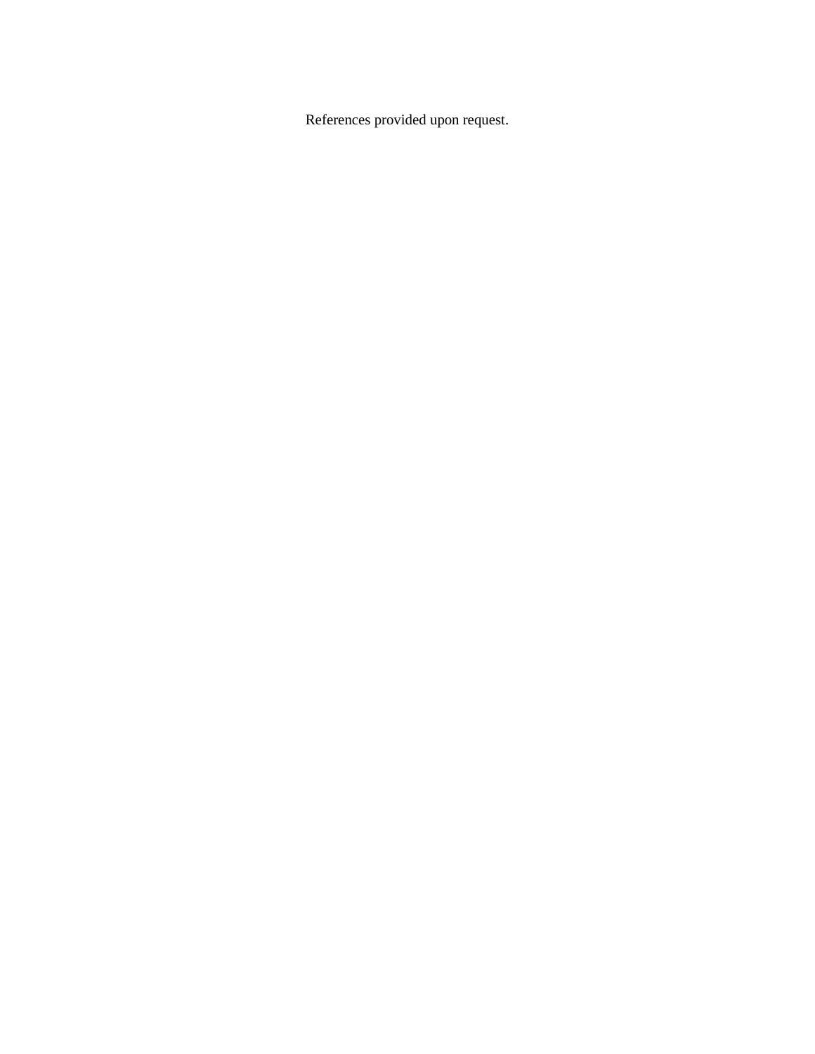References provided upon request.